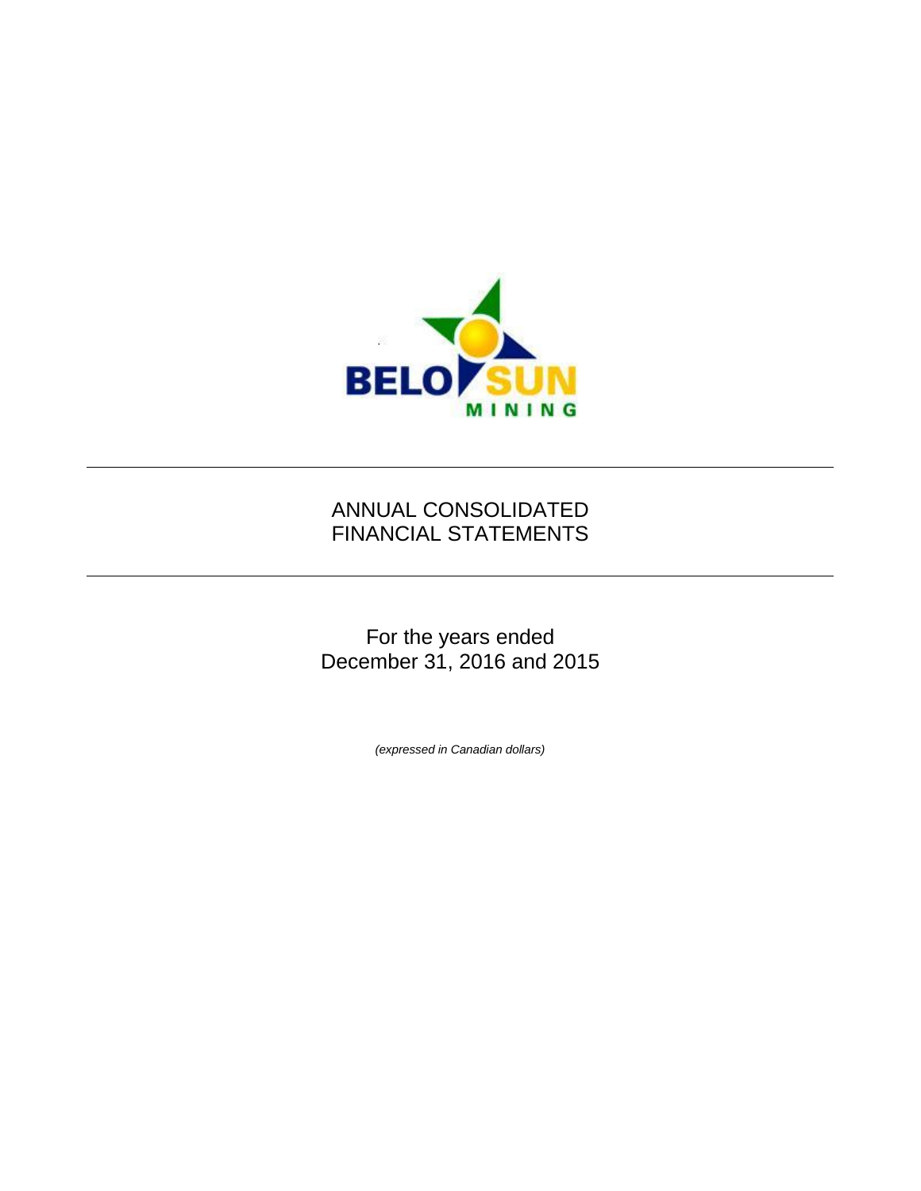BELO SUN

MINING

# ANNUAL CONSOLIDATED FINANCIAL STATEMENTS

For the years ended
December 31, 2016 and 2015

*(expressed in Canadian dollars)*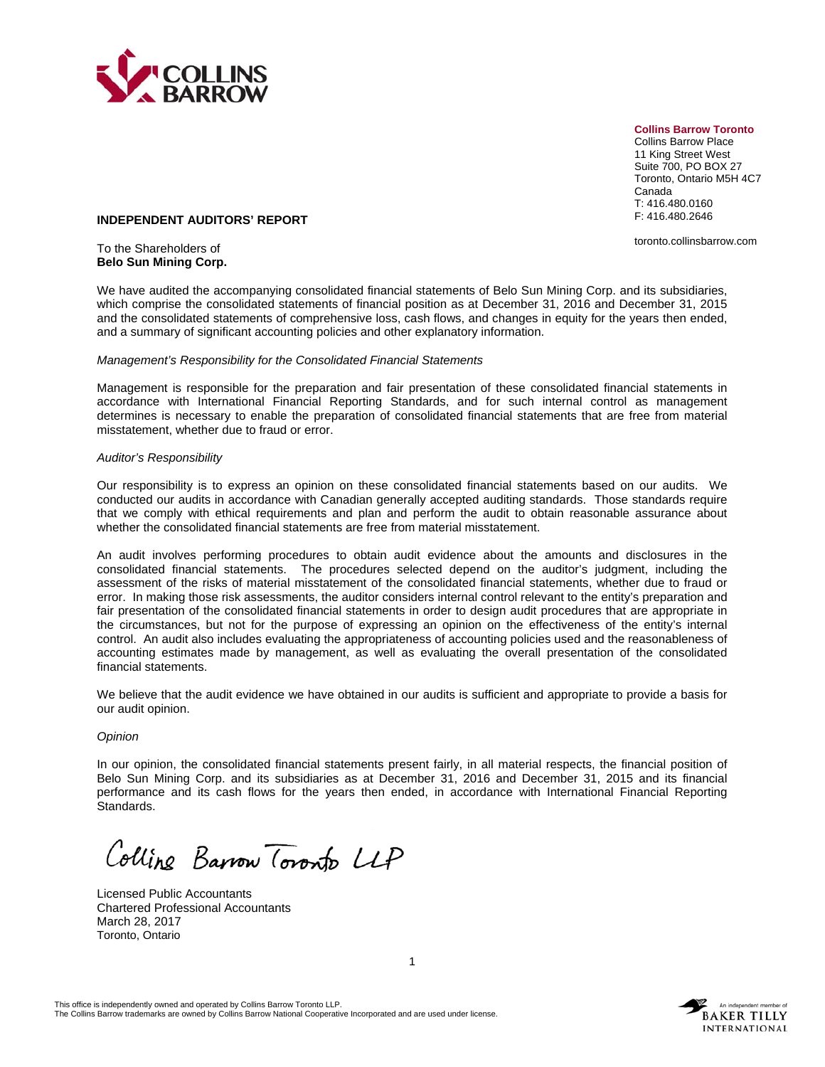**Collins Barrow Toronto**
Collins Barrow Place
11 King Street West
Suite 700, PO BOX 27
Toronto, Ontario M5H 4C7
Canada
T: 416.480.0160
F: 416.480.2646

toronto.collinsbarrow.com

## INDEPENDENT AUDITORS' REPORT

To the Shareholders of
**Belo Sun Mining Corp.**

We have audited the accompanying consolidated financial statements of Belo Sun Mining Corp. and its subsidiaries, which comprise the consolidated statements of financial position as at December 31, 2016 and December 31, 2015 and the consolidated statements of comprehensive loss, cash flows, and changes in equity for the years then ended, and a summary of significant accounting policies and other explanatory information.

*Management's Responsibility for the Consolidated Financial Statements*

Management is responsible for the preparation and fair presentation of these consolidated financial statements in accordance with International Financial Reporting Standards, and for such internal control as management determines is necessary to enable the preparation of consolidated financial statements that are free from material misstatement, whether due to fraud or error.

*Auditor's Responsibility*

Our responsibility is to express an opinion on these consolidated financial statements based on our audits. We conducted our audits in accordance with Canadian generally accepted auditing standards. Those standards require that we comply with ethical requirements and plan and perform the audit to obtain reasonable assurance about whether the consolidated financial statements are free from material misstatement.

An audit involves performing procedures to obtain audit evidence about the amounts and disclosures in the consolidated financial statements. The procedures selected depend on the auditor's judgment, including the assessment of the risks of material misstatement of the consolidated financial statements, whether due to fraud or error. In making those risk assessments, the auditor considers internal control relevant to the entity's preparation and fair presentation of the consolidated financial statements in order to design audit procedures that are appropriate in the circumstances, but not for the purpose of expressing an opinion on the effectiveness of the entity's internal control. An audit also includes evaluating the appropriateness of accounting policies used and the reasonableness of accounting estimates made by management, as well as evaluating the overall presentation of the consolidated financial statements.

We believe that the audit evidence we have obtained in our audits is sufficient and appropriate to provide a basis for our audit opinion.

*Opinion*

In our opinion, the consolidated financial statements present fairly, in all material respects, the financial position of Belo Sun Mining Corp. and its subsidiaries as at December 31, 2016 and December 31, 2015 and its financial performance and its cash flows for the years then ended, in accordance with International Financial Reporting Standards.

Collins Barrow Toronto LLP

Licensed Public Accountants
Chartered Professional Accountants
March 28, 2017
Toronto, Ontario

This office is independently owned and operated by Collins Barrow Toronto LLP.
The Collins Barrow trademarks are owned by Collins Barrow National Cooperative Incorporated and are used under license.

An independent member of BAKER TILLY INTERNATIONAL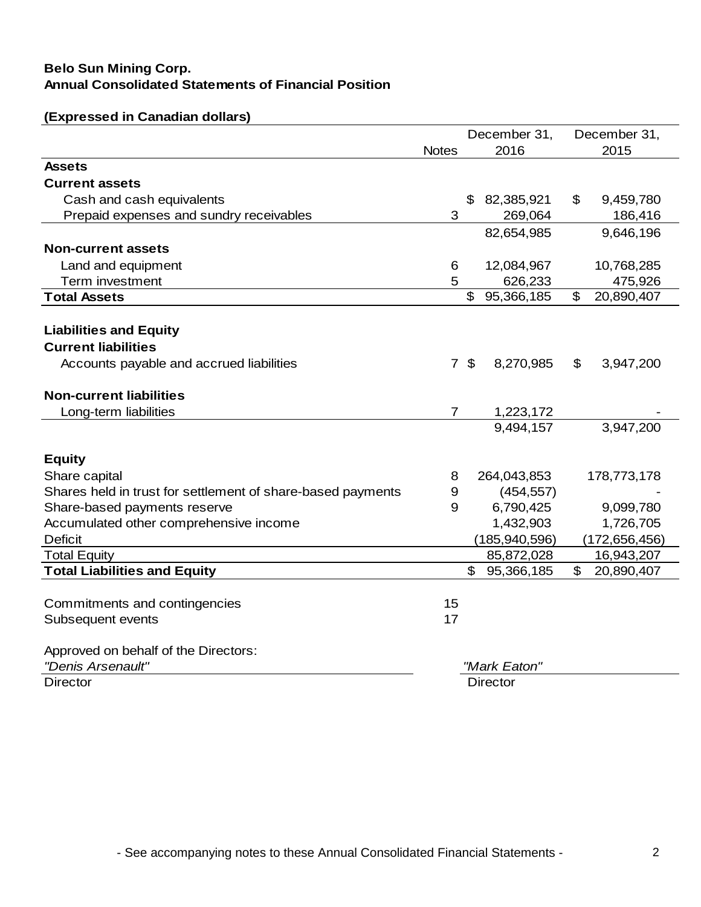**Belo Sun Mining Corp.**
**Annual Consolidated Statements of Financial Position**

**(Expressed in Canadian dollars)**

| | Notes | December 31, 2016 | December 31, 2015 |
|---|---|---|---|
| **Assets** | | | |
| **Current assets** | | | |
| Cash and cash equivalents | | $ 82,385,921 | $ 9,459,780 |
| Prepaid expenses and sundry receivables | 3 | 269,064 | 186,416 |
| | | 82,654,985 | 9,646,196 |
| **Non-current assets** | | | |
| Land and equipment | 6 | 12,084,967 | 10,768,285 |
| Term investment | 5 | 626,233 | 475,926 |
| **Total Assets** | | $ 95,366,185 | $ 20,890,407 |
| | | | |
| **Liabilities and Equity** | | | |
| **Current liabilities** | | | |
| Accounts payable and accrued liabilities | 7 | $ 8,270,985 | $ 3,947,200 |
| | | | |
| **Non-current liabilities** | | | |
| Long-term liabilities | 7 | 1,223,172 | - |
| | | 9,494,157 | 3,947,200 |
| | | | |
| **Equity** | | | |
| Share capital | 8 | 264,043,853 | 178,773,178 |
| Shares held in trust for settlement of share-based payments | 9 | (454,557) | - |
| Share-based payments reserve | 9 | 6,790,425 | 9,099,780 |
| Accumulated other comprehensive income | | 1,432,903 | 1,726,705 |
| Deficit | | (185,940,596) | (172,656,456) |
| Total Equity | | 85,872,028 | 16,943,207 |
| **Total Liabilities and Equity** | | $ 95,366,185 | $ 20,890,407 |
| | | | |
| Commitments and contingencies | 15 | | |
| Subsequent events | 17 | | |

Approved on behalf of the Directors:

*"Denis Arsenault"* — Director

*"Mark Eaton"* — Director

- See accompanying notes to these Annual Consolidated Financial Statements -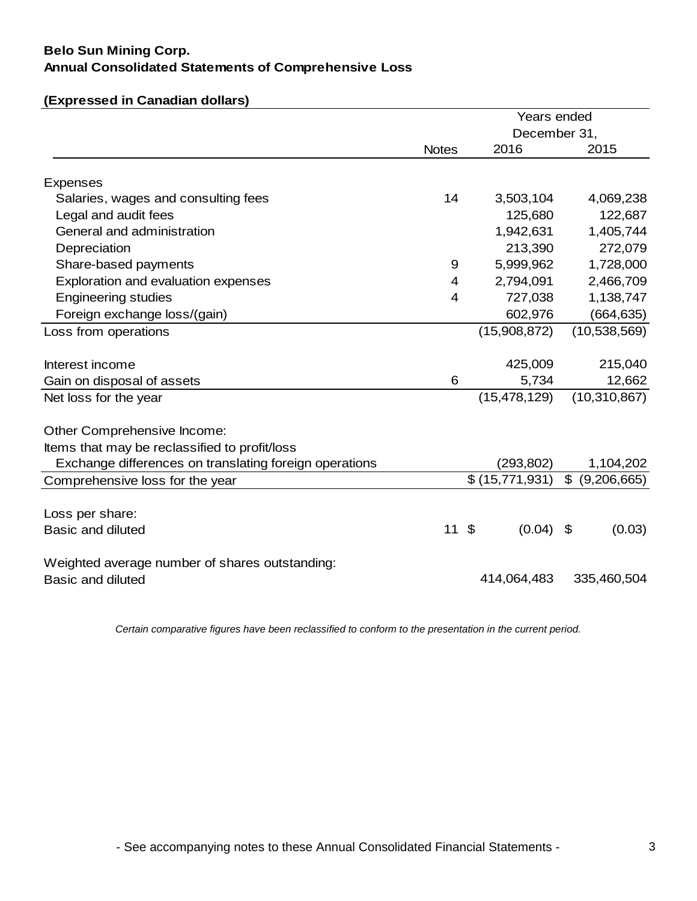**Belo Sun Mining Corp.**
**Annual Consolidated Statements of Comprehensive Loss**

**(Expressed in Canadian dollars)**

| | Notes | Years ended December 31, 2016 | 2015 |
|---|---|---|---|
| Expenses | | | |
| Salaries, wages and consulting fees | 14 | 3,503,104 | 4,069,238 |
| Legal and audit fees | | 125,680 | 122,687 |
| General and administration | | 1,942,631 | 1,405,744 |
| Depreciation | | 213,390 | 272,079 |
| Share-based payments | 9 | 5,999,962 | 1,728,000 |
| Exploration and evaluation expenses | 4 | 2,794,091 | 2,466,709 |
| Engineering studies | 4 | 727,038 | 1,138,747 |
| Foreign exchange loss/(gain) | | 602,976 | (664,635) |
| Loss from operations | | (15,908,872) | (10,538,569) |
| Interest income | | 425,009 | 215,040 |
| Gain on disposal of assets | 6 | 5,734 | 12,662 |
| Net loss for the year | | (15,478,129) | (10,310,867) |
| Other Comprehensive Income: | | | |
| Items that may be reclassified to profit/loss | | | |
| Exchange differences on translating foreign operations | | (293,802) | 1,104,202 |
| Comprehensive loss for the year | | $ (15,771,931) | $ (9,206,665) |
| Loss per share: | | | |
| Basic and diluted | 11 | $ (0.04) | $ (0.03) |
| Weighted average number of shares outstanding: | | | |
| Basic and diluted | | 414,064,483 | 335,460,504 |

*Certain comparative figures have been reclassified to conform to the presentation in the current period.*

- See accompanying notes to these Annual Consolidated Financial Statements -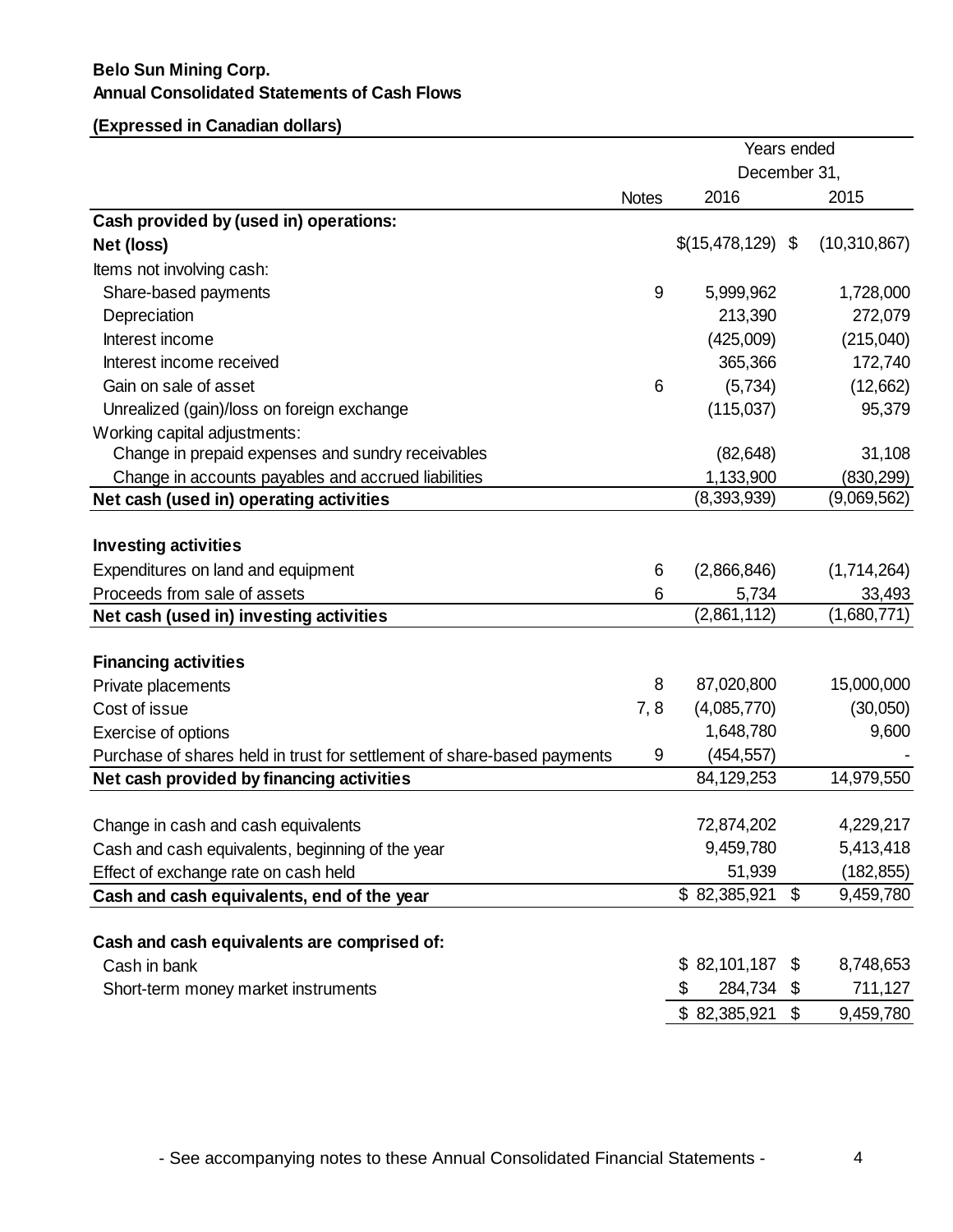**Belo Sun Mining Corp.**
**Annual Consolidated Statements of Cash Flows**

**(Expressed in Canadian dollars)**

| | Notes | Years ended December 31, 2016 | 2015 |
|---|---|---|---|
| **Cash provided by (used in) operations:** | | | |
| **Net (loss)** | | $(15,478,129) | $ (10,310,867) |
| Items not involving cash: | | | |
| Share-based payments | 9 | 5,999,962 | 1,728,000 |
| Depreciation | | 213,390 | 272,079 |
| Interest income | | (425,009) | (215,040) |
| Interest income received | | 365,366 | 172,740 |
| Gain on sale of asset | 6 | (5,734) | (12,662) |
| Unrealized (gain)/loss on foreign exchange | | (115,037) | 95,379 |
| Working capital adjustments: | | | |
| Change in prepaid expenses and sundry receivables | | (82,648) | 31,108 |
| Change in accounts payables and accrued liabilities | | 1,133,900 | (830,299) |
| **Net cash (used in) operating activities** | | (8,393,939) | (9,069,562) |
| | | | |
| **Investing activities** | | | |
| Expenditures on land and equipment | 6 | (2,866,846) | (1,714,264) |
| Proceeds from sale of assets | 6 | 5,734 | 33,493 |
| **Net cash (used in) investing activities** | | (2,861,112) | (1,680,771) |
| | | | |
| **Financing activities** | | | |
| Private placements | 8 | 87,020,800 | 15,000,000 |
| Cost of issue | 7, 8 | (4,085,770) | (30,050) |
| Exercise of options | | 1,648,780 | 9,600 |
| Purchase of shares held in trust for settlement of share-based payments | 9 | (454,557) | - |
| **Net cash provided by financing activities** | | 84,129,253 | 14,979,550 |
| | | | |
| Change in cash and cash equivalents | | 72,874,202 | 4,229,217 |
| Cash and cash equivalents, beginning of the year | | 9,459,780 | 5,413,418 |
| Effect of exchange rate on cash held | | 51,939 | (182,855) |
| **Cash and cash equivalents, end of the year** | | $ 82,385,921 | $ 9,459,780 |
| | | | |
| **Cash and cash equivalents are comprised of:** | | | |
| Cash in bank | | $ 82,101,187 | $ 8,748,653 |
| Short-term money market instruments | | $ 284,734 | $ 711,127 |
| | | $ 82,385,921 | $ 9,459,780 |

- See accompanying notes to these Annual Consolidated Financial Statements -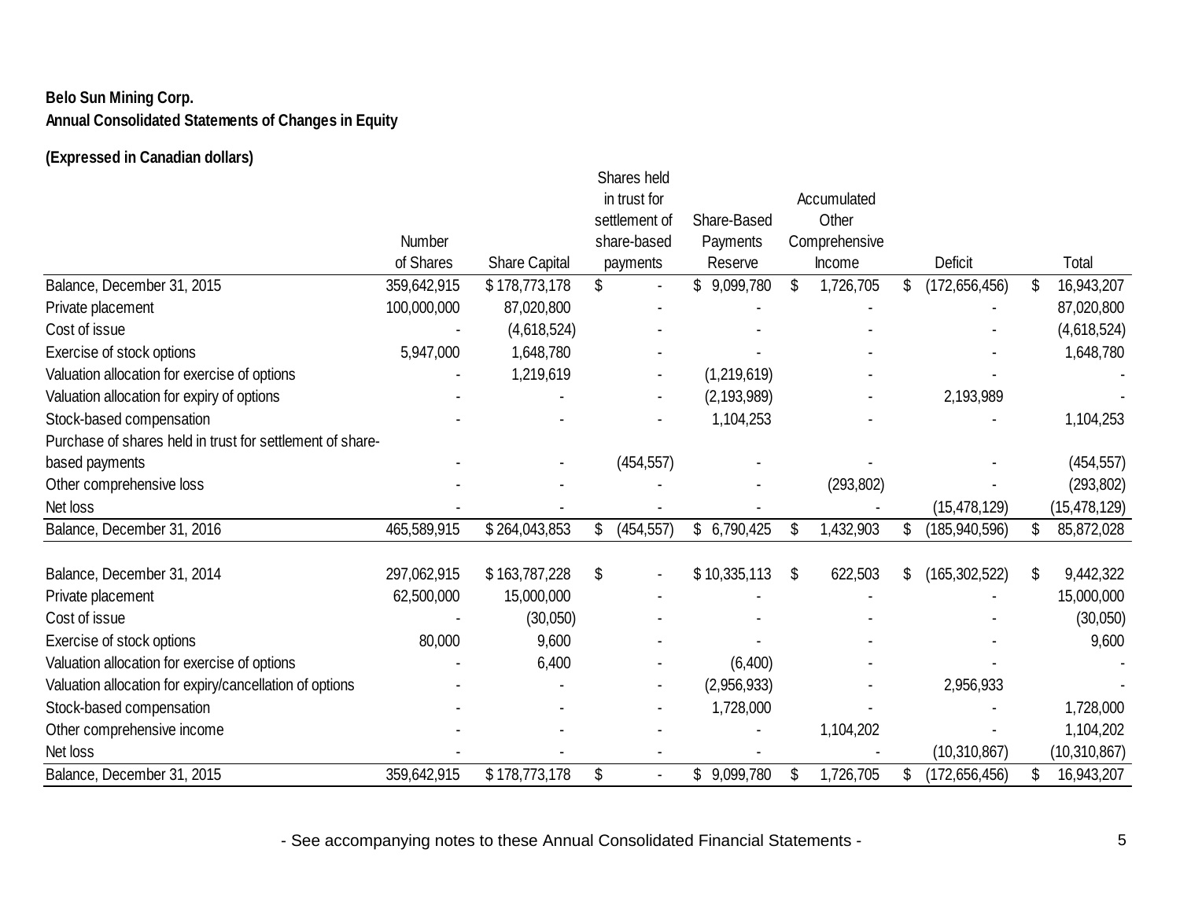**Belo Sun Mining Corp.**
**Annual Consolidated Statements of Changes in Equity**

**(Expressed in Canadian dollars)**

| | Number of Shares | Share Capital | Shares held in trust for settlement of share-based payments | Share-Based Payments Reserve | Accumulated Other Comprehensive Income | Deficit | Total |
|---|---|---|---|---|---|---|---|
| Balance, December 31, 2015 | 359,642,915 | $ 178,773,178 | $ - | $ 9,099,780 | $ 1,726,705 | $ (172,656,456) | $ 16,943,207 |
| Private placement | 100,000,000 | 87,020,800 | - | - | - | - | 87,020,800 |
| Cost of issue | - | (4,618,524) | - | - | - | - | (4,618,524) |
| Exercise of stock options | 5,947,000 | 1,648,780 | - | - | - | - | 1,648,780 |
| Valuation allocation for exercise of options | - | 1,219,619 | - | (1,219,619) | - | - | - |
| Valuation allocation for expiry of options | - | - | - | (2,193,989) | - | 2,193,989 | - |
| Stock-based compensation | - | - | - | 1,104,253 | - | - | 1,104,253 |
| Purchase of shares held in trust for settlement of share-based payments | - | - | (454,557) | - | - | - | (454,557) |
| Other comprehensive loss | - | - | - | - | (293,802) | - | (293,802) |
| Net loss | - | - | - | - | - | (15,478,129) | (15,478,129) |
| Balance, December 31, 2016 | 465,589,915 | $ 264,043,853 | $ (454,557) | $ 6,790,425 | $ 1,432,903 | $ (185,940,596) | $ 85,872,028 |
| | | | | | | | |
| Balance, December 31, 2014 | 297,062,915 | $ 163,787,228 | $ - | $ 10,335,113 | $ 622,503 | $ (165,302,522) | $ 9,442,322 |
| Private placement | 62,500,000 | 15,000,000 | - | - | - | - | 15,000,000 |
| Cost of issue | - | (30,050) | - | - | - | - | (30,050) |
| Exercise of stock options | 80,000 | 9,600 | - | - | - | - | 9,600 |
| Valuation allocation for exercise of options | - | 6,400 | - | (6,400) | - | - | - |
| Valuation allocation for expiry/cancellation of options | - | - | - | (2,956,933) | - | 2,956,933 | - |
| Stock-based compensation | - | - | - | 1,728,000 | - | - | 1,728,000 |
| Other comprehensive income | - | - | - | - | 1,104,202 | - | 1,104,202 |
| Net loss | - | - | - | - | - | (10,310,867) | (10,310,867) |
| Balance, December 31, 2015 | 359,642,915 | $ 178,773,178 | $ - | $ 9,099,780 | $ 1,726,705 | $ (172,656,456) | $ 16,943,207 |

- See accompanying notes to these Annual Consolidated Financial Statements -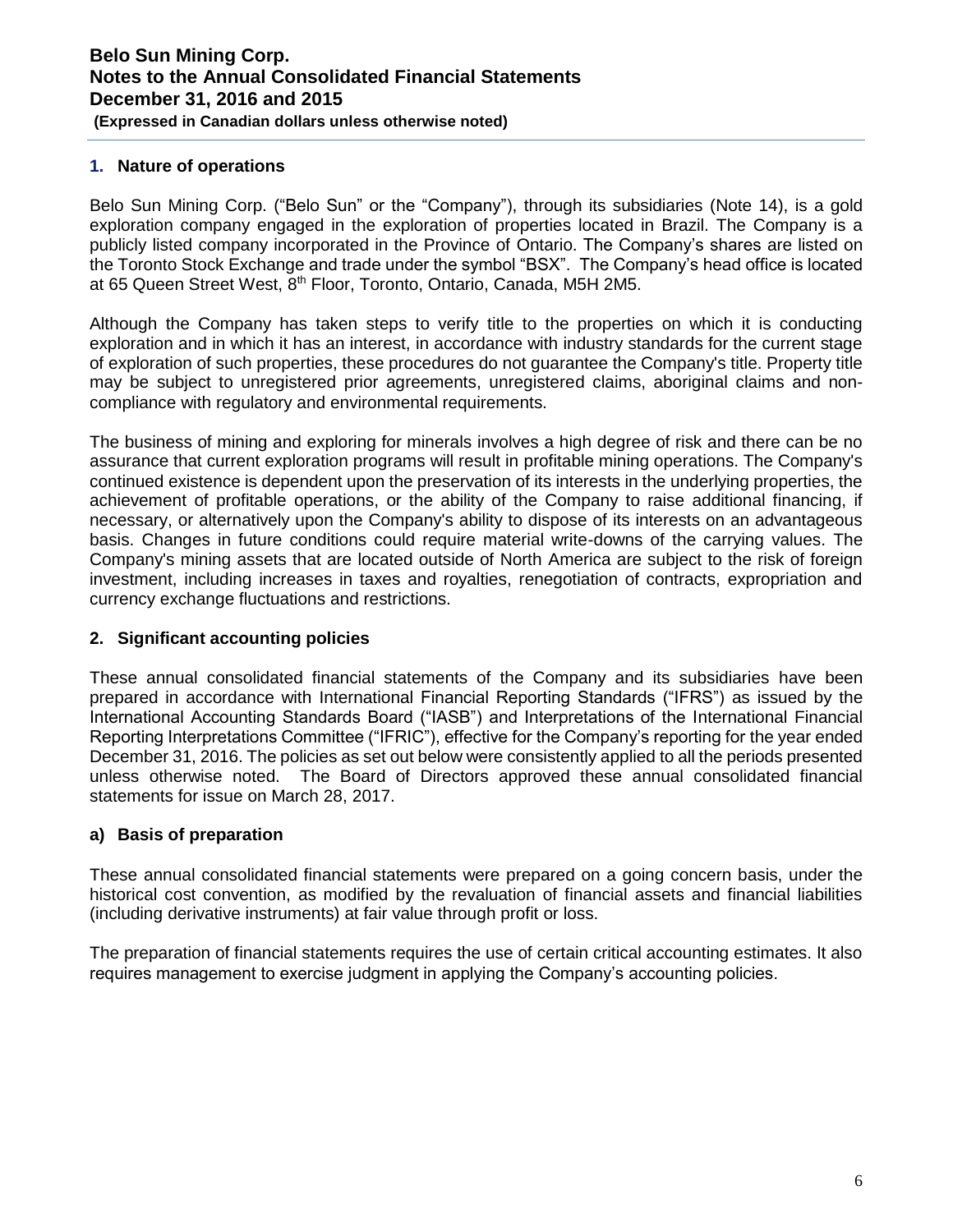## 1. Nature of operations

Belo Sun Mining Corp. ("Belo Sun" or the "Company"), through its subsidiaries (Note 14), is a gold exploration company engaged in the exploration of properties located in Brazil. The Company is a publicly listed company incorporated in the Province of Ontario. The Company's shares are listed on the Toronto Stock Exchange and trade under the symbol "BSX". The Company's head office is located at 65 Queen Street West, 8th Floor, Toronto, Ontario, Canada, M5H 2M5.

Although the Company has taken steps to verify title to the properties on which it is conducting exploration and in which it has an interest, in accordance with industry standards for the current stage of exploration of such properties, these procedures do not guarantee the Company's title. Property title may be subject to unregistered prior agreements, unregistered claims, aboriginal claims and non-compliance with regulatory and environmental requirements.

The business of mining and exploring for minerals involves a high degree of risk and there can be no assurance that current exploration programs will result in profitable mining operations. The Company's continued existence is dependent upon the preservation of its interests in the underlying properties, the achievement of profitable operations, or the ability of the Company to raise additional financing, if necessary, or alternatively upon the Company's ability to dispose of its interests on an advantageous basis. Changes in future conditions could require material write-downs of the carrying values. The Company's mining assets that are located outside of North America are subject to the risk of foreign investment, including increases in taxes and royalties, renegotiation of contracts, expropriation and currency exchange fluctuations and restrictions.

## 2. Significant accounting policies

These annual consolidated financial statements of the Company and its subsidiaries have been prepared in accordance with International Financial Reporting Standards ("IFRS") as issued by the International Accounting Standards Board ("IASB") and Interpretations of the International Financial Reporting Interpretations Committee ("IFRIC"), effective for the Company's reporting for the year ended December 31, 2016. The policies as set out below were consistently applied to all the periods presented unless otherwise noted. The Board of Directors approved these annual consolidated financial statements for issue on March 28, 2017.

### a) Basis of preparation

These annual consolidated financial statements were prepared on a going concern basis, under the historical cost convention, as modified by the revaluation of financial assets and financial liabilities (including derivative instruments) at fair value through profit or loss.

The preparation of financial statements requires the use of certain critical accounting estimates. It also requires management to exercise judgment in applying the Company's accounting policies.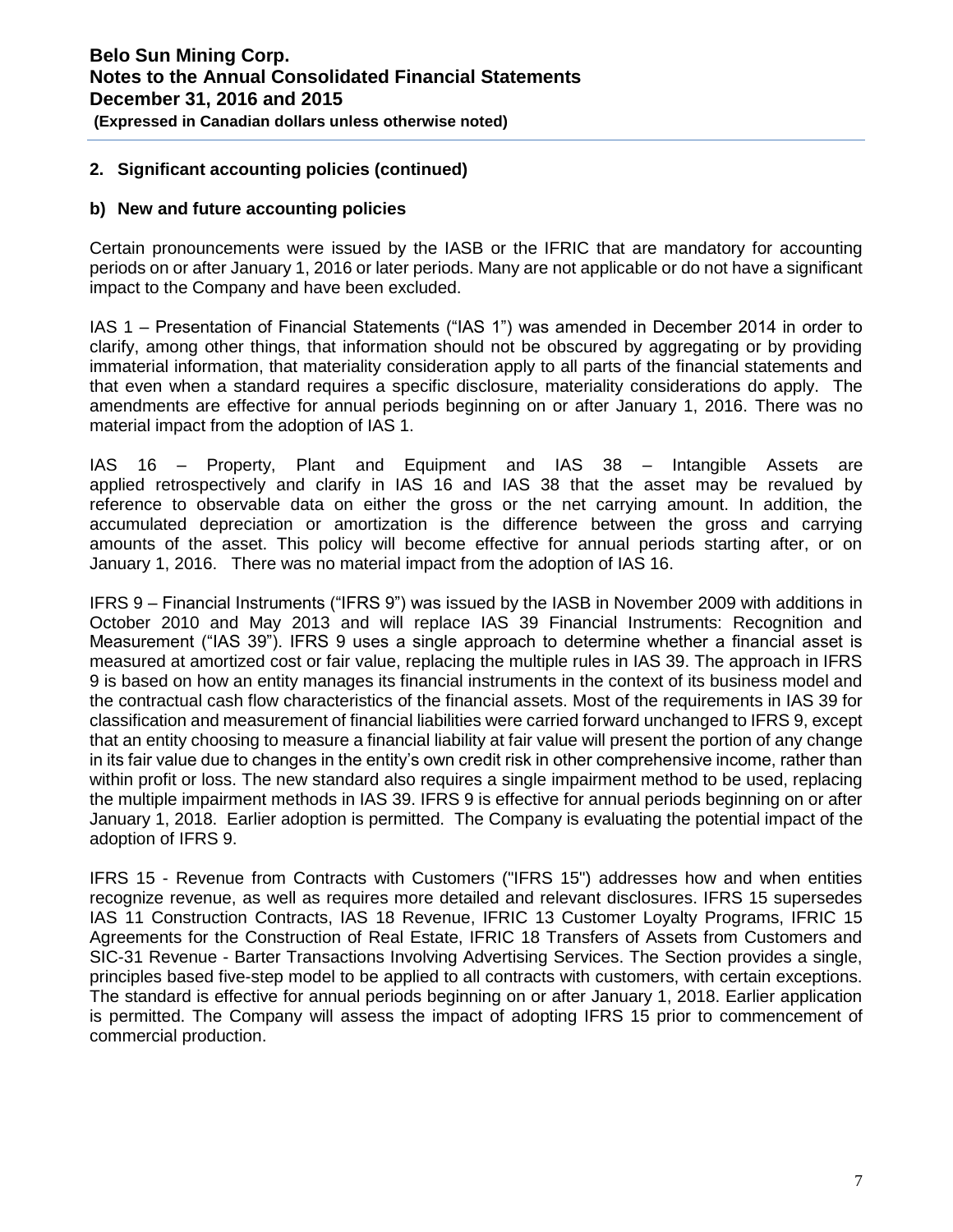## 2. Significant accounting policies (continued)

### b) New and future accounting policies

Certain pronouncements were issued by the IASB or the IFRIC that are mandatory for accounting periods on or after January 1, 2016 or later periods. Many are not applicable or do not have a significant impact to the Company and have been excluded.

IAS 1 – Presentation of Financial Statements ("IAS 1") was amended in December 2014 in order to clarify, among other things, that information should not be obscured by aggregating or by providing immaterial information, that materiality consideration apply to all parts of the financial statements and that even when a standard requires a specific disclosure, materiality considerations do apply. The amendments are effective for annual periods beginning on or after January 1, 2016. There was no material impact from the adoption of IAS 1.

IAS 16 – Property, Plant and Equipment and IAS 38 – Intangible Assets are applied retrospectively and clarify in IAS 16 and IAS 38 that the asset may be revalued by reference to observable data on either the gross or the net carrying amount. In addition, the accumulated depreciation or amortization is the difference between the gross and carrying amounts of the asset. This policy will become effective for annual periods starting after, or on January 1, 2016. There was no material impact from the adoption of IAS 16.

IFRS 9 – Financial Instruments ("IFRS 9") was issued by the IASB in November 2009 with additions in October 2010 and May 2013 and will replace IAS 39 Financial Instruments: Recognition and Measurement ("IAS 39"). IFRS 9 uses a single approach to determine whether a financial asset is measured at amortized cost or fair value, replacing the multiple rules in IAS 39. The approach in IFRS 9 is based on how an entity manages its financial instruments in the context of its business model and the contractual cash flow characteristics of the financial assets. Most of the requirements in IAS 39 for classification and measurement of financial liabilities were carried forward unchanged to IFRS 9, except that an entity choosing to measure a financial liability at fair value will present the portion of any change in its fair value due to changes in the entity's own credit risk in other comprehensive income, rather than within profit or loss. The new standard also requires a single impairment method to be used, replacing the multiple impairment methods in IAS 39. IFRS 9 is effective for annual periods beginning on or after January 1, 2018. Earlier adoption is permitted. The Company is evaluating the potential impact of the adoption of IFRS 9.

IFRS 15 - Revenue from Contracts with Customers ("IFRS 15") addresses how and when entities recognize revenue, as well as requires more detailed and relevant disclosures. IFRS 15 supersedes IAS 11 Construction Contracts, IAS 18 Revenue, IFRIC 13 Customer Loyalty Programs, IFRIC 15 Agreements for the Construction of Real Estate, IFRIC 18 Transfers of Assets from Customers and SIC-31 Revenue - Barter Transactions Involving Advertising Services. The Section provides a single, principles based five-step model to be applied to all contracts with customers, with certain exceptions. The standard is effective for annual periods beginning on or after January 1, 2018. Earlier application is permitted. The Company will assess the impact of adopting IFRS 15 prior to commencement of commercial production.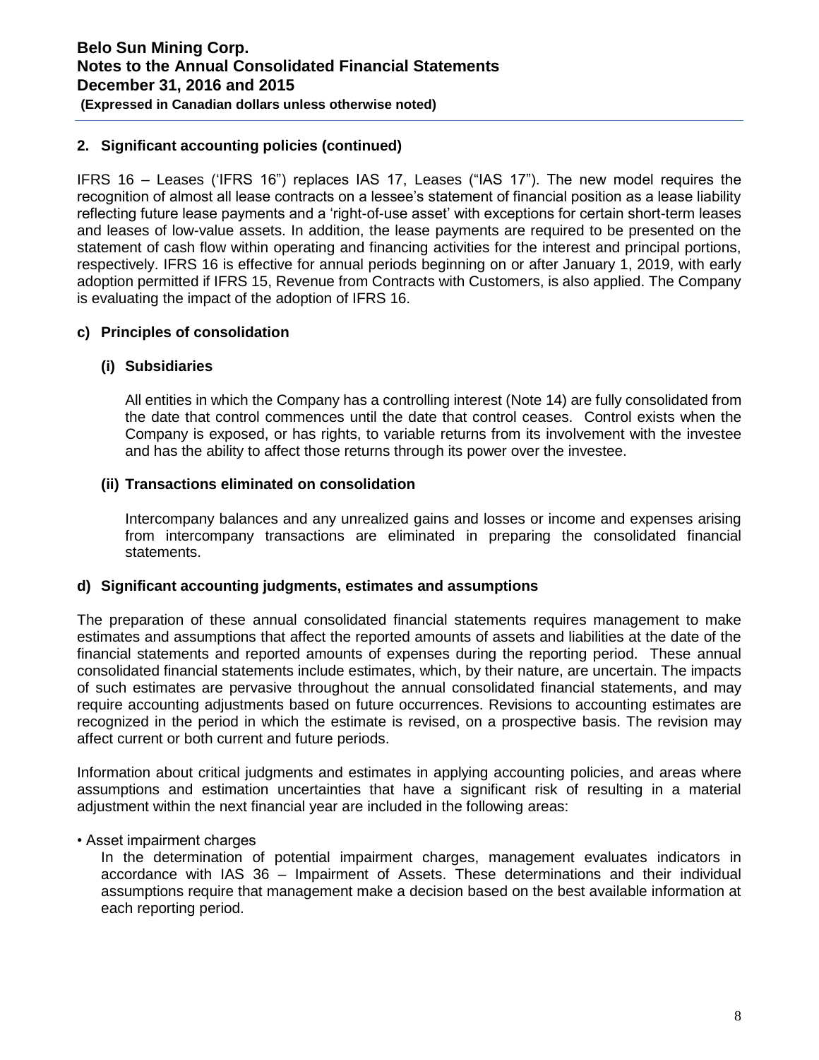## 2. Significant accounting policies (continued)

IFRS 16 – Leases ('IFRS 16") replaces IAS 17, Leases ("IAS 17"). The new model requires the recognition of almost all lease contracts on a lessee's statement of financial position as a lease liability reflecting future lease payments and a 'right-of-use asset' with exceptions for certain short-term leases and leases of low-value assets. In addition, the lease payments are required to be presented on the statement of cash flow within operating and financing activities for the interest and principal portions, respectively. IFRS 16 is effective for annual periods beginning on or after January 1, 2019, with early adoption permitted if IFRS 15, Revenue from Contracts with Customers, is also applied. The Company is evaluating the impact of the adoption of IFRS 16.

### c) Principles of consolidation

#### (i) Subsidiaries

All entities in which the Company has a controlling interest (Note 14) are fully consolidated from the date that control commences until the date that control ceases. Control exists when the Company is exposed, or has rights, to variable returns from its involvement with the investee and has the ability to affect those returns through its power over the investee.

#### (ii) Transactions eliminated on consolidation

Intercompany balances and any unrealized gains and losses or income and expenses arising from intercompany transactions are eliminated in preparing the consolidated financial statements.

### d) Significant accounting judgments, estimates and assumptions

The preparation of these annual consolidated financial statements requires management to make estimates and assumptions that affect the reported amounts of assets and liabilities at the date of the financial statements and reported amounts of expenses during the reporting period. These annual consolidated financial statements include estimates, which, by their nature, are uncertain. The impacts of such estimates are pervasive throughout the annual consolidated financial statements, and may require accounting adjustments based on future occurrences. Revisions to accounting estimates are recognized in the period in which the estimate is revised, on a prospective basis. The revision may affect current or both current and future periods.

Information about critical judgments and estimates in applying accounting policies, and areas where assumptions and estimation uncertainties that have a significant risk of resulting in a material adjustment within the next financial year are included in the following areas:

• Asset impairment charges

In the determination of potential impairment charges, management evaluates indicators in accordance with IAS 36 – Impairment of Assets. These determinations and their individual assumptions require that management make a decision based on the best available information at each reporting period.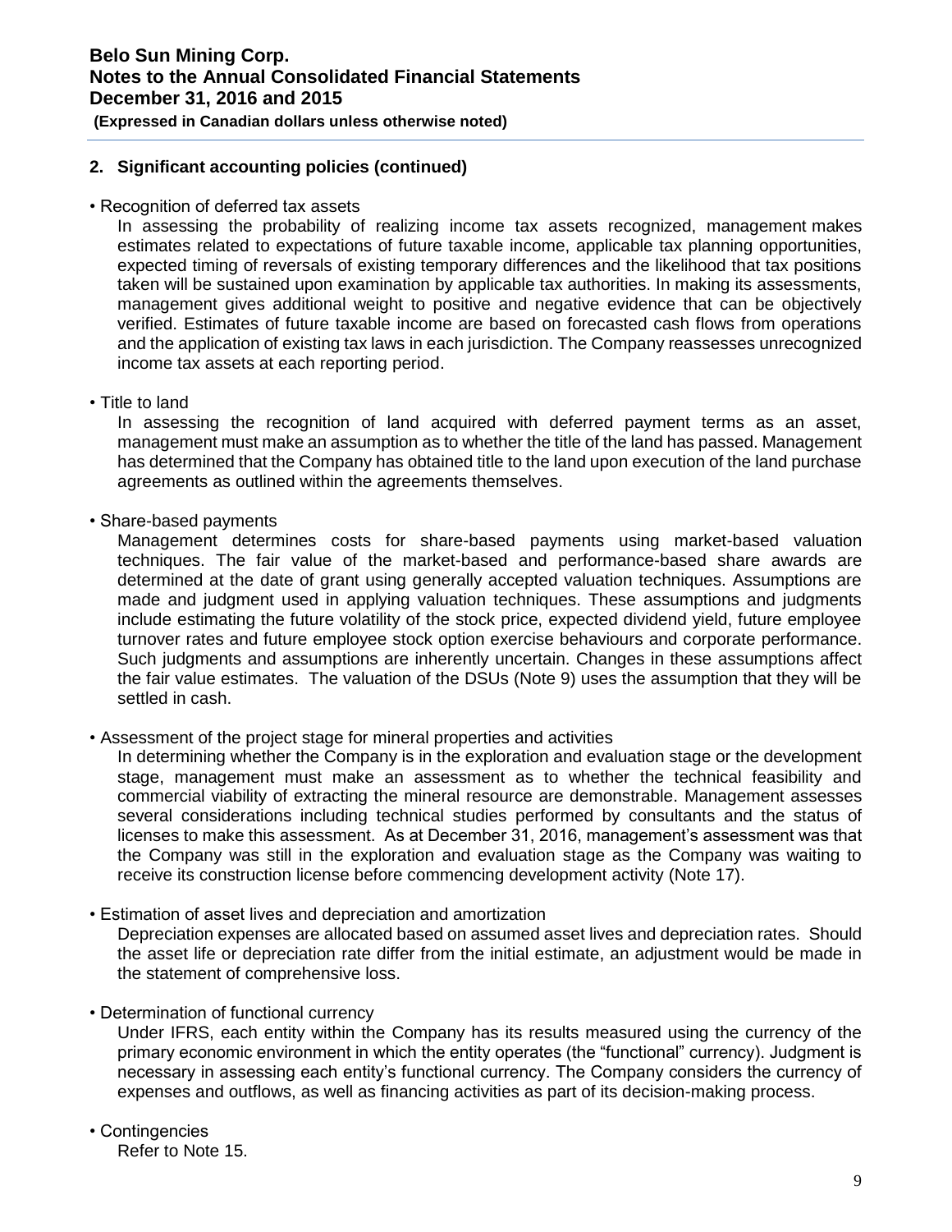## 2. Significant accounting policies (continued)

- Recognition of deferred tax assets

  In assessing the probability of realizing income tax assets recognized, management makes estimates related to expectations of future taxable income, applicable tax planning opportunities, expected timing of reversals of existing temporary differences and the likelihood that tax positions taken will be sustained upon examination by applicable tax authorities. In making its assessments, management gives additional weight to positive and negative evidence that can be objectively verified. Estimates of future taxable income are based on forecasted cash flows from operations and the application of existing tax laws in each jurisdiction. The Company reassesses unrecognized income tax assets at each reporting period.

- Title to land

  In assessing the recognition of land acquired with deferred payment terms as an asset, management must make an assumption as to whether the title of the land has passed. Management has determined that the Company has obtained title to the land upon execution of the land purchase agreements as outlined within the agreements themselves.

- Share-based payments

  Management determines costs for share-based payments using market-based valuation techniques. The fair value of the market-based and performance-based share awards are determined at the date of grant using generally accepted valuation techniques. Assumptions are made and judgment used in applying valuation techniques. These assumptions and judgments include estimating the future volatility of the stock price, expected dividend yield, future employee turnover rates and future employee stock option exercise behaviours and corporate performance. Such judgments and assumptions are inherently uncertain. Changes in these assumptions affect the fair value estimates. The valuation of the DSUs (Note 9) uses the assumption that they will be settled in cash.

- Assessment of the project stage for mineral properties and activities

  In determining whether the Company is in the exploration and evaluation stage or the development stage, management must make an assessment as to whether the technical feasibility and commercial viability of extracting the mineral resource are demonstrable. Management assesses several considerations including technical studies performed by consultants and the status of licenses to make this assessment. As at December 31, 2016, management's assessment was that the Company was still in the exploration and evaluation stage as the Company was waiting to receive its construction license before commencing development activity (Note 17).

- Estimation of asset lives and depreciation and amortization

  Depreciation expenses are allocated based on assumed asset lives and depreciation rates. Should the asset life or depreciation rate differ from the initial estimate, an adjustment would be made in the statement of comprehensive loss.

- Determination of functional currency

  Under IFRS, each entity within the Company has its results measured using the currency of the primary economic environment in which the entity operates (the "functional" currency). Judgment is necessary in assessing each entity's functional currency. The Company considers the currency of expenses and outflows, as well as financing activities as part of its decision-making process.

- Contingencies

  Refer to Note 15.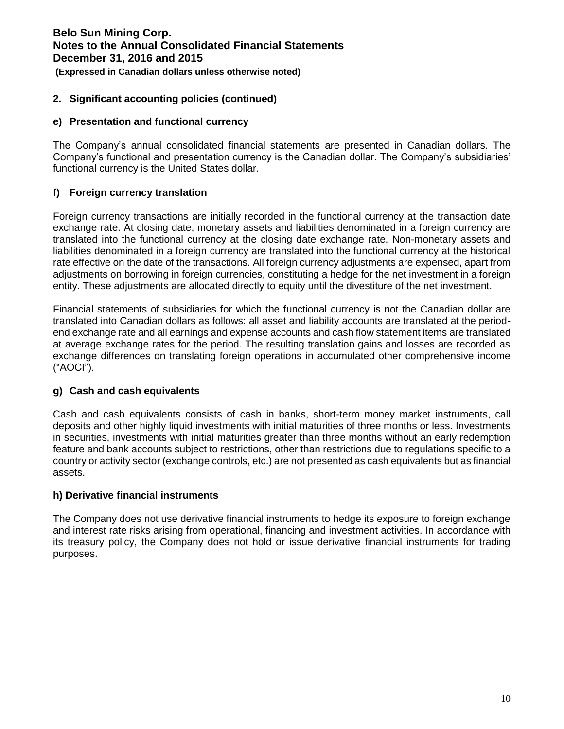## 2. Significant accounting policies (continued)

### e) Presentation and functional currency

The Company's annual consolidated financial statements are presented in Canadian dollars. The Company's functional and presentation currency is the Canadian dollar. The Company's subsidiaries' functional currency is the United States dollar.

### f) Foreign currency translation

Foreign currency transactions are initially recorded in the functional currency at the transaction date exchange rate. At closing date, monetary assets and liabilities denominated in a foreign currency are translated into the functional currency at the closing date exchange rate. Non-monetary assets and liabilities denominated in a foreign currency are translated into the functional currency at the historical rate effective on the date of the transactions. All foreign currency adjustments are expensed, apart from adjustments on borrowing in foreign currencies, constituting a hedge for the net investment in a foreign entity. These adjustments are allocated directly to equity until the divestiture of the net investment.

Financial statements of subsidiaries for which the functional currency is not the Canadian dollar are translated into Canadian dollars as follows: all asset and liability accounts are translated at the period-end exchange rate and all earnings and expense accounts and cash flow statement items are translated at average exchange rates for the period. The resulting translation gains and losses are recorded as exchange differences on translating foreign operations in accumulated other comprehensive income ("AOCI").

### g) Cash and cash equivalents

Cash and cash equivalents consists of cash in banks, short-term money market instruments, call deposits and other highly liquid investments with initial maturities of three months or less. Investments in securities, investments with initial maturities greater than three months without an early redemption feature and bank accounts subject to restrictions, other than restrictions due to regulations specific to a country or activity sector (exchange controls, etc.) are not presented as cash equivalents but as financial assets.

### h) Derivative financial instruments

The Company does not use derivative financial instruments to hedge its exposure to foreign exchange and interest rate risks arising from operational, financing and investment activities. In accordance with its treasury policy, the Company does not hold or issue derivative financial instruments for trading purposes.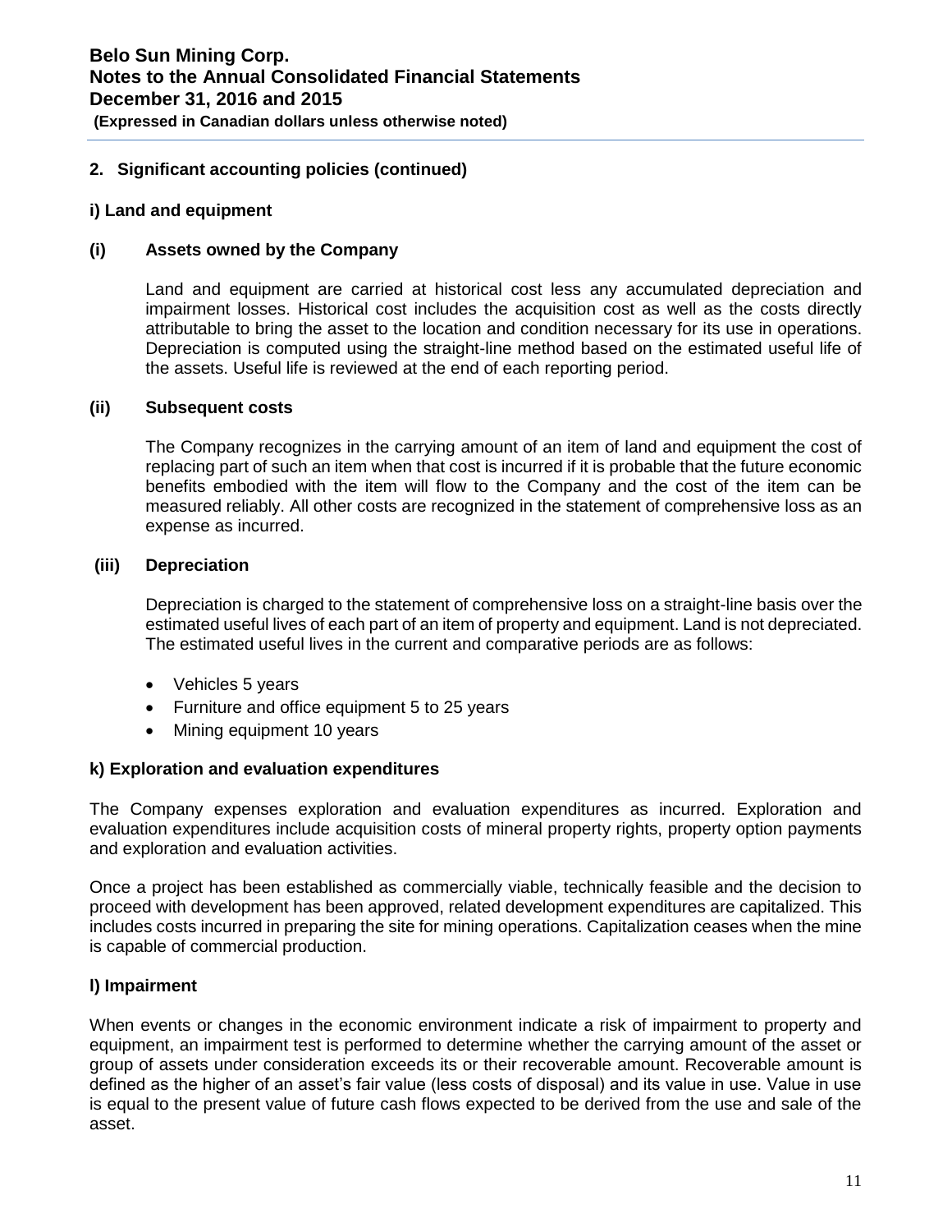## 2. Significant accounting policies (continued)

### i) Land and equipment

#### (i) Assets owned by the Company

Land and equipment are carried at historical cost less any accumulated depreciation and impairment losses. Historical cost includes the acquisition cost as well as the costs directly attributable to bring the asset to the location and condition necessary for its use in operations. Depreciation is computed using the straight-line method based on the estimated useful life of the assets. Useful life is reviewed at the end of each reporting period.

#### (ii) Subsequent costs

The Company recognizes in the carrying amount of an item of land and equipment the cost of replacing part of such an item when that cost is incurred if it is probable that the future economic benefits embodied with the item will flow to the Company and the cost of the item can be measured reliably. All other costs are recognized in the statement of comprehensive loss as an expense as incurred.

#### (iii) Depreciation

Depreciation is charged to the statement of comprehensive loss on a straight-line basis over the estimated useful lives of each part of an item of property and equipment. Land is not depreciated. The estimated useful lives in the current and comparative periods are as follows:

- Vehicles 5 years
- Furniture and office equipment 5 to 25 years
- Mining equipment 10 years

### k) Exploration and evaluation expenditures

The Company expenses exploration and evaluation expenditures as incurred. Exploration and evaluation expenditures include acquisition costs of mineral property rights, property option payments and exploration and evaluation activities.

Once a project has been established as commercially viable, technically feasible and the decision to proceed with development has been approved, related development expenditures are capitalized. This includes costs incurred in preparing the site for mining operations. Capitalization ceases when the mine is capable of commercial production.

### l) Impairment

When events or changes in the economic environment indicate a risk of impairment to property and equipment, an impairment test is performed to determine whether the carrying amount of the asset or group of assets under consideration exceeds its or their recoverable amount. Recoverable amount is defined as the higher of an asset's fair value (less costs of disposal) and its value in use. Value in use is equal to the present value of future cash flows expected to be derived from the use and sale of the asset.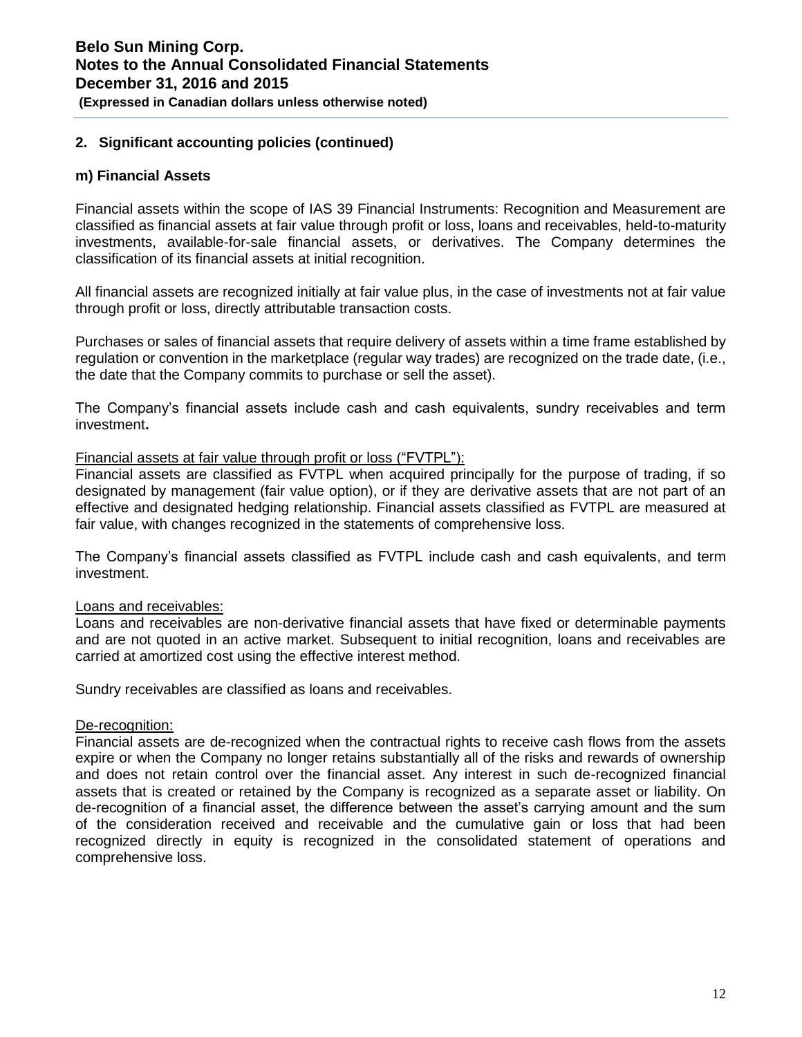## 2. Significant accounting policies (continued)

### m) Financial Assets

Financial assets within the scope of IAS 39 Financial Instruments: Recognition and Measurement are classified as financial assets at fair value through profit or loss, loans and receivables, held-to-maturity investments, available-for-sale financial assets, or derivatives. The Company determines the classification of its financial assets at initial recognition.

All financial assets are recognized initially at fair value plus, in the case of investments not at fair value through profit or loss, directly attributable transaction costs.

Purchases or sales of financial assets that require delivery of assets within a time frame established by regulation or convention in the marketplace (regular way trades) are recognized on the trade date, (i.e., the date that the Company commits to purchase or sell the asset).

The Company's financial assets include cash and cash equivalents, sundry receivables and term investment**.**

Financial assets at fair value through profit or loss ("FVTPL"):

Financial assets are classified as FVTPL when acquired principally for the purpose of trading, if so designated by management (fair value option), or if they are derivative assets that are not part of an effective and designated hedging relationship. Financial assets classified as FVTPL are measured at fair value, with changes recognized in the statements of comprehensive loss.

The Company's financial assets classified as FVTPL include cash and cash equivalents, and term investment.

Loans and receivables:

Loans and receivables are non-derivative financial assets that have fixed or determinable payments and are not quoted in an active market. Subsequent to initial recognition, loans and receivables are carried at amortized cost using the effective interest method.

Sundry receivables are classified as loans and receivables.

De-recognition:

Financial assets are de-recognized when the contractual rights to receive cash flows from the assets expire or when the Company no longer retains substantially all of the risks and rewards of ownership and does not retain control over the financial asset. Any interest in such de-recognized financial assets that is created or retained by the Company is recognized as a separate asset or liability. On de-recognition of a financial asset, the difference between the asset's carrying amount and the sum of the consideration received and receivable and the cumulative gain or loss that had been recognized directly in equity is recognized in the consolidated statement of operations and comprehensive loss.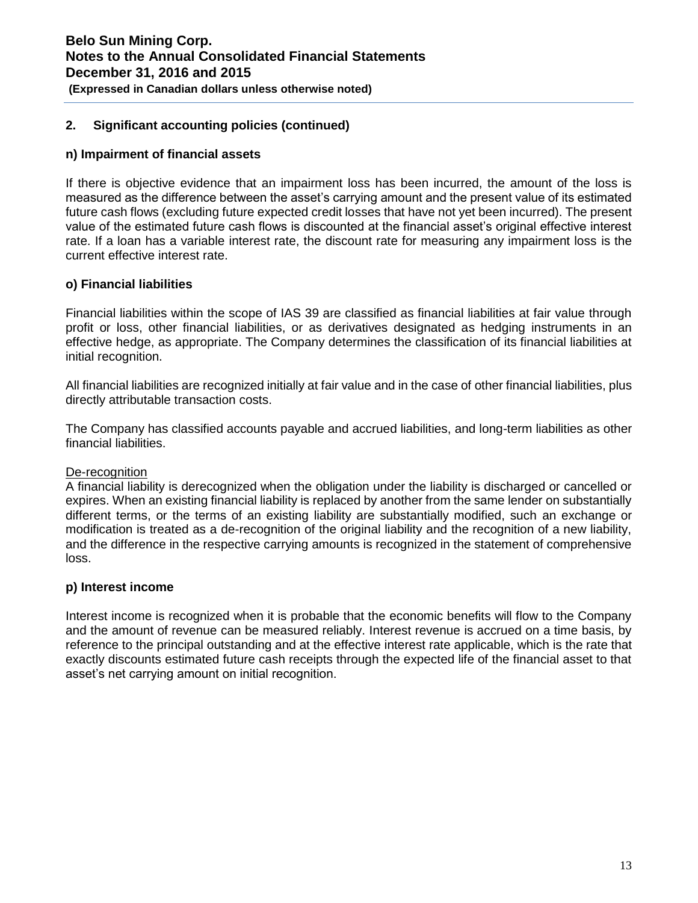## 2. Significant accounting policies (continued)

### n) Impairment of financial assets

If there is objective evidence that an impairment loss has been incurred, the amount of the loss is measured as the difference between the asset's carrying amount and the present value of its estimated future cash flows (excluding future expected credit losses that have not yet been incurred). The present value of the estimated future cash flows is discounted at the financial asset's original effective interest rate. If a loan has a variable interest rate, the discount rate for measuring any impairment loss is the current effective interest rate.

### o) Financial liabilities

Financial liabilities within the scope of IAS 39 are classified as financial liabilities at fair value through profit or loss, other financial liabilities, or as derivatives designated as hedging instruments in an effective hedge, as appropriate. The Company determines the classification of its financial liabilities at initial recognition.

All financial liabilities are recognized initially at fair value and in the case of other financial liabilities, plus directly attributable transaction costs.

The Company has classified accounts payable and accrued liabilities, and long-term liabilities as other financial liabilities.

De-recognition

A financial liability is derecognized when the obligation under the liability is discharged or cancelled or expires. When an existing financial liability is replaced by another from the same lender on substantially different terms, or the terms of an existing liability are substantially modified, such an exchange or modification is treated as a de-recognition of the original liability and the recognition of a new liability, and the difference in the respective carrying amounts is recognized in the statement of comprehensive loss.

### p) Interest income

Interest income is recognized when it is probable that the economic benefits will flow to the Company and the amount of revenue can be measured reliably. Interest revenue is accrued on a time basis, by reference to the principal outstanding and at the effective interest rate applicable, which is the rate that exactly discounts estimated future cash receipts through the expected life of the financial asset to that asset's net carrying amount on initial recognition.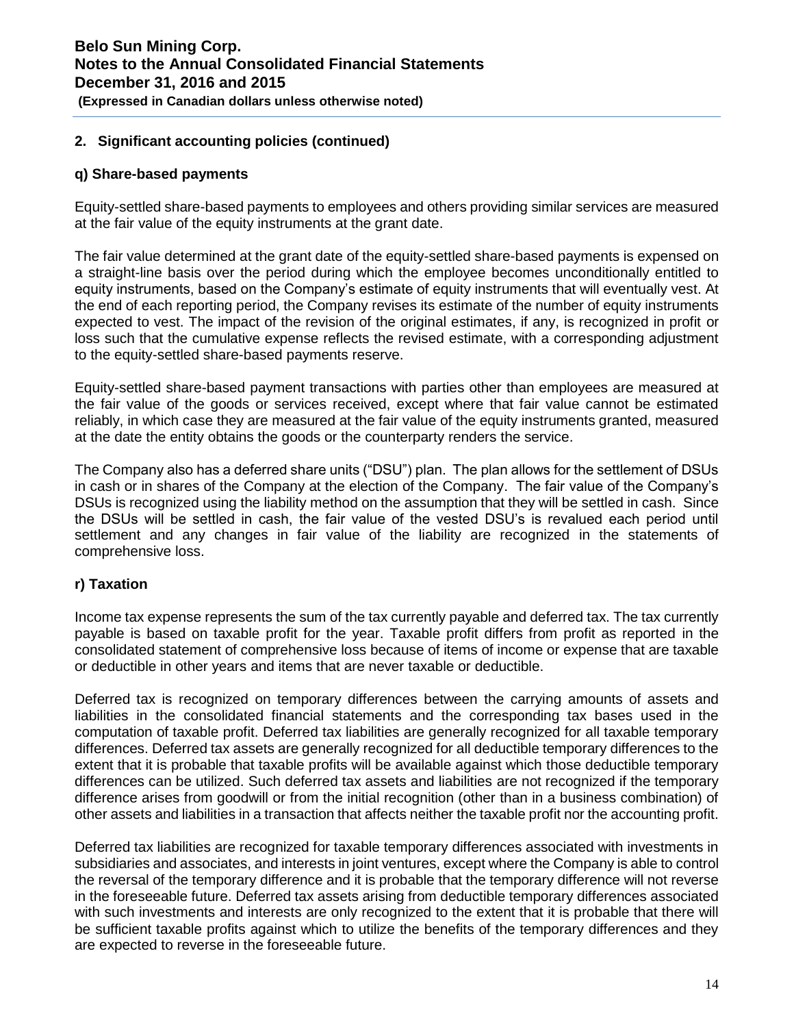## 2. Significant accounting policies (continued)

### q) Share-based payments

Equity-settled share-based payments to employees and others providing similar services are measured at the fair value of the equity instruments at the grant date.

The fair value determined at the grant date of the equity-settled share-based payments is expensed on a straight-line basis over the period during which the employee becomes unconditionally entitled to equity instruments, based on the Company's estimate of equity instruments that will eventually vest. At the end of each reporting period, the Company revises its estimate of the number of equity instruments expected to vest. The impact of the revision of the original estimates, if any, is recognized in profit or loss such that the cumulative expense reflects the revised estimate, with a corresponding adjustment to the equity-settled share-based payments reserve.

Equity-settled share-based payment transactions with parties other than employees are measured at the fair value of the goods or services received, except where that fair value cannot be estimated reliably, in which case they are measured at the fair value of the equity instruments granted, measured at the date the entity obtains the goods or the counterparty renders the service.

The Company also has a deferred share units ("DSU") plan. The plan allows for the settlement of DSUs in cash or in shares of the Company at the election of the Company. The fair value of the Company's DSUs is recognized using the liability method on the assumption that they will be settled in cash. Since the DSUs will be settled in cash, the fair value of the vested DSU's is revalued each period until settlement and any changes in fair value of the liability are recognized in the statements of comprehensive loss.

### r) Taxation

Income tax expense represents the sum of the tax currently payable and deferred tax. The tax currently payable is based on taxable profit for the year. Taxable profit differs from profit as reported in the consolidated statement of comprehensive loss because of items of income or expense that are taxable or deductible in other years and items that are never taxable or deductible.

Deferred tax is recognized on temporary differences between the carrying amounts of assets and liabilities in the consolidated financial statements and the corresponding tax bases used in the computation of taxable profit. Deferred tax liabilities are generally recognized for all taxable temporary differences. Deferred tax assets are generally recognized for all deductible temporary differences to the extent that it is probable that taxable profits will be available against which those deductible temporary differences can be utilized. Such deferred tax assets and liabilities are not recognized if the temporary difference arises from goodwill or from the initial recognition (other than in a business combination) of other assets and liabilities in a transaction that affects neither the taxable profit nor the accounting profit.

Deferred tax liabilities are recognized for taxable temporary differences associated with investments in subsidiaries and associates, and interests in joint ventures, except where the Company is able to control the reversal of the temporary difference and it is probable that the temporary difference will not reverse in the foreseeable future. Deferred tax assets arising from deductible temporary differences associated with such investments and interests are only recognized to the extent that it is probable that there will be sufficient taxable profits against which to utilize the benefits of the temporary differences and they are expected to reverse in the foreseeable future.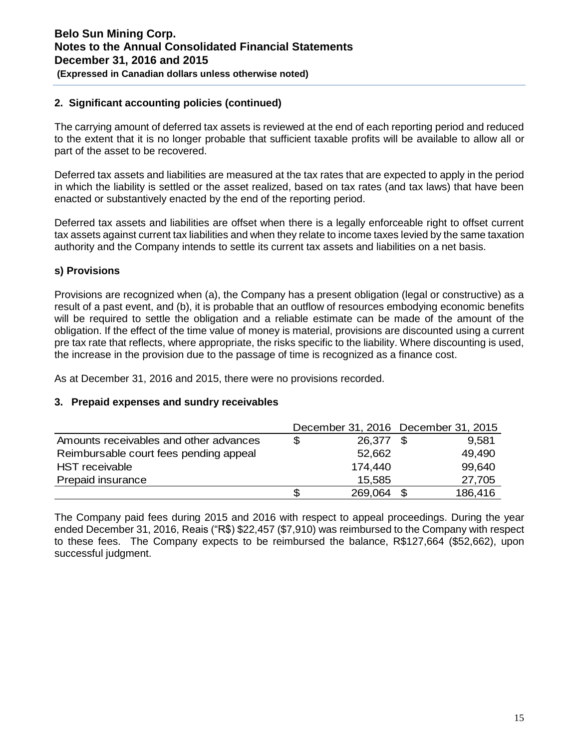## 2. Significant accounting policies (continued)

The carrying amount of deferred tax assets is reviewed at the end of each reporting period and reduced to the extent that it is no longer probable that sufficient taxable profits will be available to allow all or part of the asset to be recovered.

Deferred tax assets and liabilities are measured at the tax rates that are expected to apply in the period in which the liability is settled or the asset realized, based on tax rates (and tax laws) that have been enacted or substantively enacted by the end of the reporting period.

Deferred tax assets and liabilities are offset when there is a legally enforceable right to offset current tax assets against current tax liabilities and when they relate to income taxes levied by the same taxation authority and the Company intends to settle its current tax assets and liabilities on a net basis.

### s) Provisions

Provisions are recognized when (a), the Company has a present obligation (legal or constructive) as a result of a past event, and (b), it is probable that an outflow of resources embodying economic benefits will be required to settle the obligation and a reliable estimate can be made of the amount of the obligation. If the effect of the time value of money is material, provisions are discounted using a current pre tax rate that reflects, where appropriate, the risks specific to the liability. Where discounting is used, the increase in the provision due to the passage of time is recognized as a finance cost.

As at December 31, 2016 and 2015, there were no provisions recorded.

## 3. Prepaid expenses and sundry receivables

| | December 31, 2016 | December 31, 2015 |
|---|---|---|
| Amounts receivables and other advances | $ 26,377 | $ 9,581 |
| Reimbursable court fees pending appeal | 52,662 | 49,490 |
| HST receivable | 174,440 | 99,640 |
| Prepaid insurance | 15,585 | 27,705 |
| | $ 269,064 | $ 186,416 |

The Company paid fees during 2015 and 2016 with respect to appeal proceedings. During the year ended December 31, 2016, Reais ("R$) $22,457 ($7,910) was reimbursed to the Company with respect to these fees. The Company expects to be reimbursed the balance, R$127,664 ($52,662), upon successful judgment.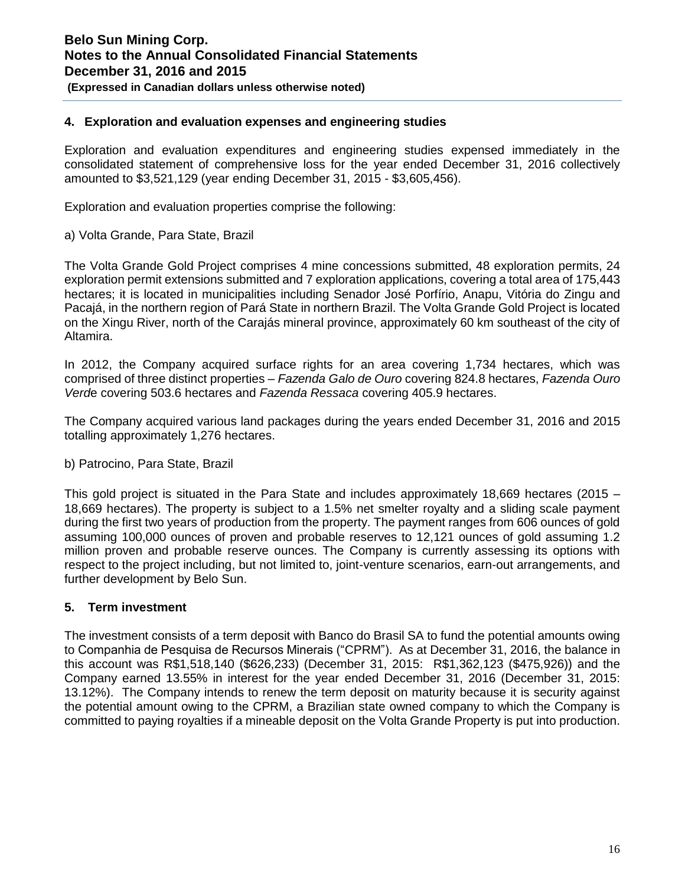## 4. Exploration and evaluation expenses and engineering studies

Exploration and evaluation expenditures and engineering studies expensed immediately in the consolidated statement of comprehensive loss for the year ended December 31, 2016 collectively amounted to $3,521,129 (year ending December 31, 2015 - $3,605,456).

Exploration and evaluation properties comprise the following:

a) Volta Grande, Para State, Brazil

The Volta Grande Gold Project comprises 4 mine concessions submitted, 48 exploration permits, 24 exploration permit extensions submitted and 7 exploration applications, covering a total area of 175,443 hectares; it is located in municipalities including Senador José Porfírio, Anapu, Vitória do Zingu and Pacajá, in the northern region of Pará State in northern Brazil. The Volta Grande Gold Project is located on the Xingu River, north of the Carajás mineral province, approximately 60 km southeast of the city of Altamira.

In 2012, the Company acquired surface rights for an area covering 1,734 hectares, which was comprised of three distinct properties – *Fazenda Galo de Ouro* covering 824.8 hectares, *Fazenda Ouro Verde* covering 503.6 hectares and *Fazenda Ressaca* covering 405.9 hectares.

The Company acquired various land packages during the years ended December 31, 2016 and 2015 totalling approximately 1,276 hectares.

b) Patrocino, Para State, Brazil

This gold project is situated in the Para State and includes approximately 18,669 hectares (2015 – 18,669 hectares). The property is subject to a 1.5% net smelter royalty and a sliding scale payment during the first two years of production from the property. The payment ranges from 606 ounces of gold assuming 100,000 ounces of proven and probable reserves to 12,121 ounces of gold assuming 1.2 million proven and probable reserve ounces. The Company is currently assessing its options with respect to the project including, but not limited to, joint-venture scenarios, earn-out arrangements, and further development by Belo Sun.

## 5. Term investment

The investment consists of a term deposit with Banco do Brasil SA to fund the potential amounts owing to Companhia de Pesquisa de Recursos Minerais ("CPRM"). As at December 31, 2016, the balance in this account was R$1,518,140 ($626,233) (December 31, 2015: R$1,362,123 ($475,926)) and the Company earned 13.55% in interest for the year ended December 31, 2016 (December 31, 2015: 13.12%). The Company intends to renew the term deposit on maturity because it is security against the potential amount owing to the CPRM, a Brazilian state owned company to which the Company is committed to paying royalties if a mineable deposit on the Volta Grande Property is put into production.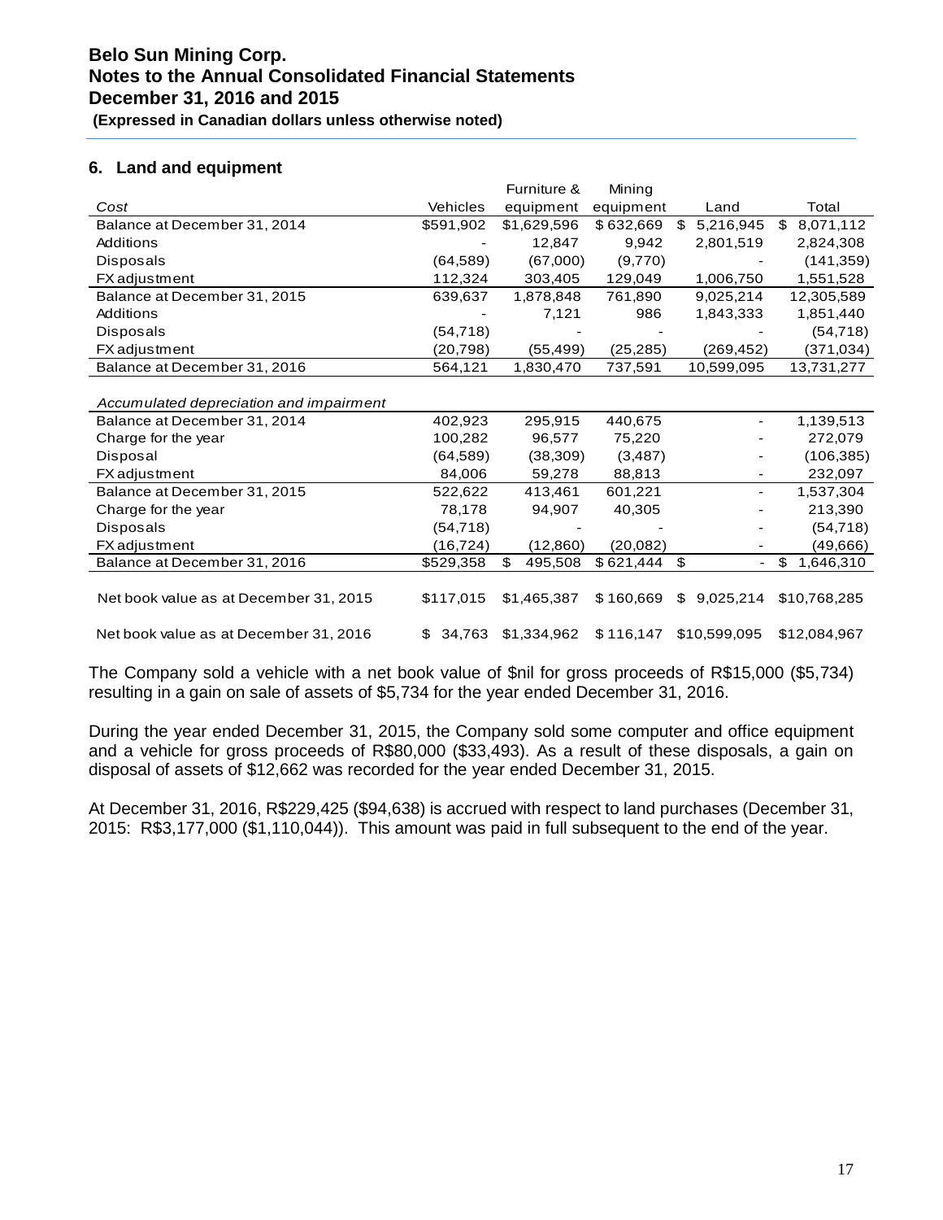## 6. Land and equipment

| *Cost* | Vehicles | Furniture & equipment | Mining equipment | Land | Total |
|---|---|---|---|---|---|
| Balance at December 31, 2014 | $591,902 | $1,629,596 | $ 632,669 | $ 5,216,945 | $ 8,071,112 |
| Additions | - | 12,847 | 9,942 | 2,801,519 | 2,824,308 |
| Disposals | (64,589) | (67,000) | (9,770) | - | (141,359) |
| FX adjustment | 112,324 | 303,405 | 129,049 | 1,006,750 | 1,551,528 |
| Balance at December 31, 2015 | 639,637 | 1,878,848 | 761,890 | 9,025,214 | 12,305,589 |
| Additions | - | 7,121 | 986 | 1,843,333 | 1,851,440 |
| Disposals | (54,718) | - | - | - | (54,718) |
| FX adjustment | (20,798) | (55,499) | (25,285) | (269,452) | (371,034) |
| Balance at December 31, 2016 | 564,121 | 1,830,470 | 737,591 | 10,599,095 | 13,731,277 |
| | | | | | |
| *Accumulated depreciation and impairment* | | | | | |
| Balance at December 31, 2014 | 402,923 | 295,915 | 440,675 | - | 1,139,513 |
| Charge for the year | 100,282 | 96,577 | 75,220 | - | 272,079 |
| Disposal | (64,589) | (38,309) | (3,487) | - | (106,385) |
| FX adjustment | 84,006 | 59,278 | 88,813 | - | 232,097 |
| Balance at December 31, 2015 | 522,622 | 413,461 | 601,221 | - | 1,537,304 |
| Charge for the year | 78,178 | 94,907 | 40,305 | - | 213,390 |
| Disposals | (54,718) | - | - | - | (54,718) |
| FX adjustment | (16,724) | (12,860) | (20,082) | - | (49,666) |
| Balance at December 31, 2016 | $529,358 | $ 495,508 | $ 621,444 | $ - | $ 1,646,310 |
| | | | | | |
| Net book value as at December 31, 2015 | $117,015 | $1,465,387 | $ 160,669 | $ 9,025,214 | $10,768,285 |
| Net book value as at December 31, 2016 | $ 34,763 | $1,334,962 | $ 116,147 | $10,599,095 | $12,084,967 |

The Company sold a vehicle with a net book value of $nil for gross proceeds of R$15,000 ($5,734) resulting in a gain on sale of assets of $5,734 for the year ended December 31, 2016.

During the year ended December 31, 2015, the Company sold some computer and office equipment and a vehicle for gross proceeds of R$80,000 ($33,493). As a result of these disposals, a gain on disposal of assets of $12,662 was recorded for the year ended December 31, 2015.

At December 31, 2016, R$229,425 ($94,638) is accrued with respect to land purchases (December 31, 2015: R$3,177,000 ($1,110,044)). This amount was paid in full subsequent to the end of the year.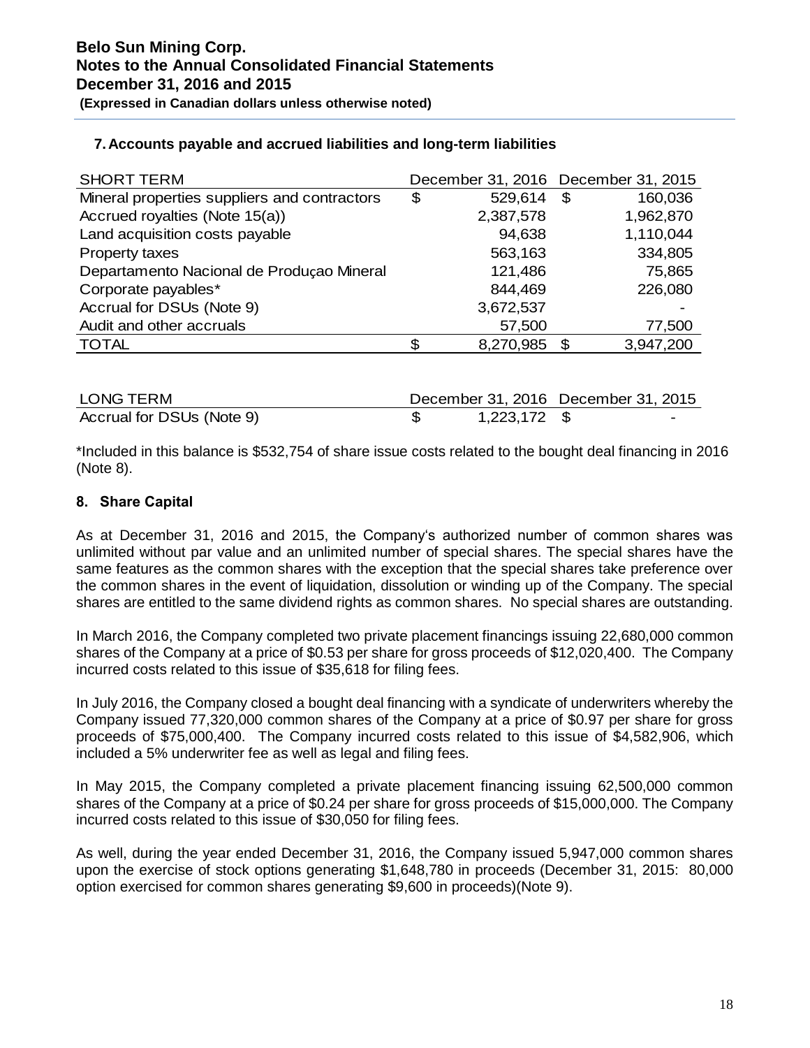### 7. Accounts payable and accrued liabilities and long-term liabilities

| SHORT TERM | December 31, 2016 | December 31, 2015 |
|---|---|---|
| Mineral properties suppliers and contractors | $ 529,614 | $ 160,036 |
| Accrued royalties (Note 15(a)) | 2,387,578 | 1,962,870 |
| Land acquisition costs payable | 94,638 | 1,110,044 |
| Property taxes | 563,163 | 334,805 |
| Departamento Nacional de Produçao Mineral | 121,486 | 75,865 |
| Corporate payables* | 844,469 | 226,080 |
| Accrual for DSUs (Note 9) | 3,672,537 | - |
| Audit and other accruals | 57,500 | 77,500 |
| TOTAL | $ 8,270,985 | $ 3,947,200 |

| LONG TERM | December 31, 2016 | December 31, 2015 |
|---|---|---|
| Accrual for DSUs (Note 9) | $ 1,223,172 | $ - |

*Included in this balance is $532,754 of share issue costs related to the bought deal financing in 2016 (Note 8).

### 8. Share Capital

As at December 31, 2016 and 2015, the Company's authorized number of common shares was unlimited without par value and an unlimited number of special shares. The special shares have the same features as the common shares with the exception that the special shares take preference over the common shares in the event of liquidation, dissolution or winding up of the Company. The special shares are entitled to the same dividend rights as common shares. No special shares are outstanding.

In March 2016, the Company completed two private placement financings issuing 22,680,000 common shares of the Company at a price of $0.53 per share for gross proceeds of $12,020,400. The Company incurred costs related to this issue of $35,618 for filing fees.

In July 2016, the Company closed a bought deal financing with a syndicate of underwriters whereby the Company issued 77,320,000 common shares of the Company at a price of $0.97 per share for gross proceeds of $75,000,400. The Company incurred costs related to this issue of $4,582,906, which included a 5% underwriter fee as well as legal and filing fees.

In May 2015, the Company completed a private placement financing issuing 62,500,000 common shares of the Company at a price of $0.24 per share for gross proceeds of $15,000,000. The Company incurred costs related to this issue of $30,050 for filing fees.

As well, during the year ended December 31, 2016, the Company issued 5,947,000 common shares upon the exercise of stock options generating $1,648,780 in proceeds (December 31, 2015: 80,000 option exercised for common shares generating $9,600 in proceeds)(Note 9).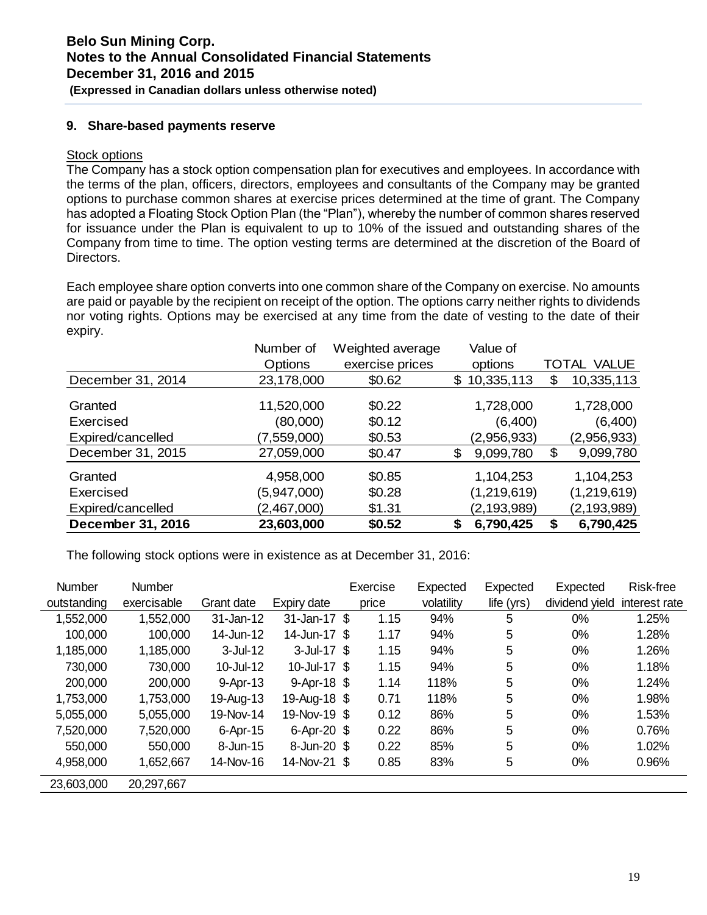## 9. Share-based payments reserve

Stock options

The Company has a stock option compensation plan for executives and employees. In accordance with the terms of the plan, officers, directors, employees and consultants of the Company may be granted options to purchase common shares at exercise prices determined at the time of grant. The Company has adopted a Floating Stock Option Plan (the "Plan"), whereby the number of common shares reserved for issuance under the Plan is equivalent to up to 10% of the issued and outstanding shares of the Company from time to time. The option vesting terms are determined at the discretion of the Board of Directors.

Each employee share option converts into one common share of the Company on exercise. No amounts are paid or payable by the recipient on receipt of the option. The options carry neither rights to dividends nor voting rights. Options may be exercised at any time from the date of vesting to the date of their expiry.

| | Number of Options | Weighted average exercise prices | Value of options | TOTAL VALUE |
|---|---|---|---|---|
| December 31, 2014 | 23,178,000 | $0.62 | $ 10,335,113 | $ 10,335,113 |
| Granted | 11,520,000 | $0.22 | 1,728,000 | 1,728,000 |
| Exercised | (80,000) | $0.12 | (6,400) | (6,400) |
| Expired/cancelled | (7,559,000) | $0.53 | (2,956,933) | (2,956,933) |
| December 31, 2015 | 27,059,000 | $0.47 | $ 9,099,780 | $ 9,099,780 |
| Granted | 4,958,000 | $0.85 | 1,104,253 | 1,104,253 |
| Exercised | (5,947,000) | $0.28 | (1,219,619) | (1,219,619) |
| Expired/cancelled | (2,467,000) | $1.31 | (2,193,989) | (2,193,989) |
| **December 31, 2016** | **23,603,000** | **$0.52** | **$ 6,790,425** | **$ 6,790,425** |

The following stock options were in existence as at December 31, 2016:

| Number outstanding | Number exercisable | Grant date | Expiry date | Exercise price | Expected volatility | Expected life (yrs) | Expected dividend yield | Risk-free interest rate |
|---|---|---|---|---|---|---|---|---|
| 1,552,000 | 1,552,000 | 31-Jan-12 | 31-Jan-17 | $ 1.15 | 94% | 5 | 0% | 1.25% |
| 100,000 | 100,000 | 14-Jun-12 | 14-Jun-17 | $ 1.17 | 94% | 5 | 0% | 1.28% |
| 1,185,000 | 1,185,000 | 3-Jul-12 | 3-Jul-17 | $ 1.15 | 94% | 5 | 0% | 1.26% |
| 730,000 | 730,000 | 10-Jul-12 | 10-Jul-17 | $ 1.15 | 94% | 5 | 0% | 1.18% |
| 200,000 | 200,000 | 9-Apr-13 | 9-Apr-18 | $ 1.14 | 118% | 5 | 0% | 1.24% |
| 1,753,000 | 1,753,000 | 19-Aug-13 | 19-Aug-18 | $ 0.71 | 118% | 5 | 0% | 1.98% |
| 5,055,000 | 5,055,000 | 19-Nov-14 | 19-Nov-19 | $ 0.12 | 86% | 5 | 0% | 1.53% |
| 7,520,000 | 7,520,000 | 6-Apr-15 | 6-Apr-20 | $ 0.22 | 86% | 5 | 0% | 0.76% |
| 550,000 | 550,000 | 8-Jun-15 | 8-Jun-20 | $ 0.22 | 85% | 5 | 0% | 1.02% |
| 4,958,000 | 1,652,667 | 14-Nov-16 | 14-Nov-21 | $ 0.85 | 83% | 5 | 0% | 0.96% |
| 23,603,000 | 20,297,667 | | | | | | | |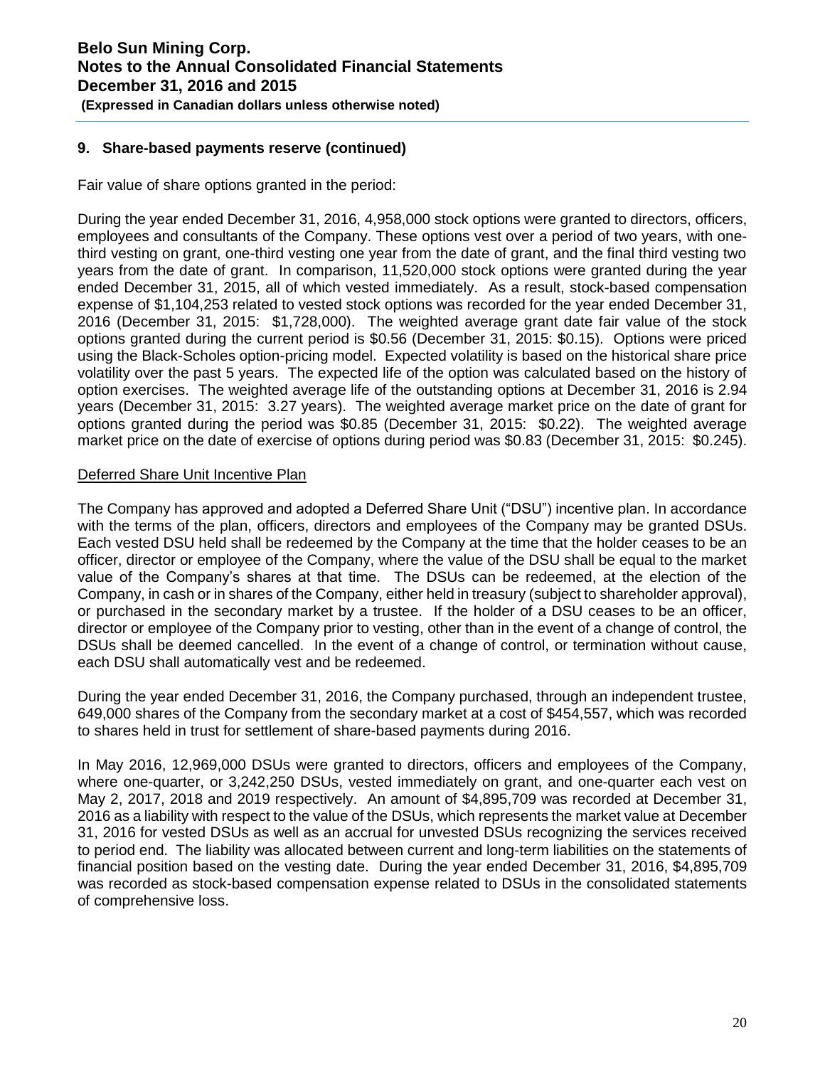## 9. Share-based payments reserve (continued)

Fair value of share options granted in the period:

During the year ended December 31, 2016, 4,958,000 stock options were granted to directors, officers, employees and consultants of the Company. These options vest over a period of two years, with one-third vesting on grant, one-third vesting one year from the date of grant, and the final third vesting two years from the date of grant. In comparison, 11,520,000 stock options were granted during the year ended December 31, 2015, all of which vested immediately. As a result, stock-based compensation expense of $1,104,253 related to vested stock options was recorded for the year ended December 31, 2016 (December 31, 2015: $1,728,000). The weighted average grant date fair value of the stock options granted during the current period is $0.56 (December 31, 2015: $0.15). Options were priced using the Black-Scholes option-pricing model. Expected volatility is based on the historical share price volatility over the past 5 years. The expected life of the option was calculated based on the history of option exercises. The weighted average life of the outstanding options at December 31, 2016 is 2.94 years (December 31, 2015: 3.27 years). The weighted average market price on the date of grant for options granted during the period was $0.85 (December 31, 2015: $0.22). The weighted average market price on the date of exercise of options during period was $0.83 (December 31, 2015: $0.245).

Deferred Share Unit Incentive Plan

The Company has approved and adopted a Deferred Share Unit ("DSU") incentive plan. In accordance with the terms of the plan, officers, directors and employees of the Company may be granted DSUs. Each vested DSU held shall be redeemed by the Company at the time that the holder ceases to be an officer, director or employee of the Company, where the value of the DSU shall be equal to the market value of the Company's shares at that time. The DSUs can be redeemed, at the election of the Company, in cash or in shares of the Company, either held in treasury (subject to shareholder approval), or purchased in the secondary market by a trustee. If the holder of a DSU ceases to be an officer, director or employee of the Company prior to vesting, other than in the event of a change of control, the DSUs shall be deemed cancelled. In the event of a change of control, or termination without cause, each DSU shall automatically vest and be redeemed.

During the year ended December 31, 2016, the Company purchased, through an independent trustee, 649,000 shares of the Company from the secondary market at a cost of $454,557, which was recorded to shares held in trust for settlement of share-based payments during 2016.

In May 2016, 12,969,000 DSUs were granted to directors, officers and employees of the Company, where one-quarter, or 3,242,250 DSUs, vested immediately on grant, and one-quarter each vest on May 2, 2017, 2018 and 2019 respectively. An amount of $4,895,709 was recorded at December 31, 2016 as a liability with respect to the value of the DSUs, which represents the market value at December 31, 2016 for vested DSUs as well as an accrual for unvested DSUs recognizing the services received to period end. The liability was allocated between current and long-term liabilities on the statements of financial position based on the vesting date. During the year ended December 31, 2016, $4,895,709 was recorded as stock-based compensation expense related to DSUs in the consolidated statements of comprehensive loss.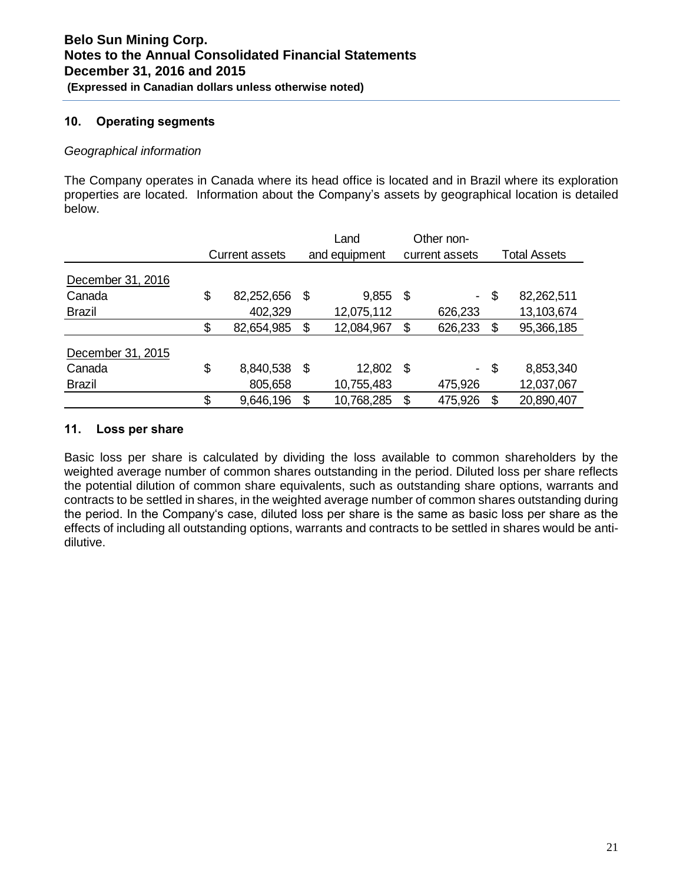## 10. Operating segments

*Geographical information*

The Company operates in Canada where its head office is located and in Brazil where its exploration properties are located. Information about the Company's assets by geographical location is detailed below.

| | Current assets | Land and equipment | Other non-current assets | Total Assets |
|---|---|---|---|---|
| December 31, 2016 | | | | |
| Canada | $ 82,252,656 | $ 9,855 | $ - | $ 82,262,511 |
| Brazil | 402,329 | 12,075,112 | 626,233 | 13,103,674 |
| | $ 82,654,985 | $ 12,084,967 | $ 626,233 | $ 95,366,185 |
| December 31, 2015 | | | | |
| Canada | $ 8,840,538 | $ 12,802 | $ - | $ 8,853,340 |
| Brazil | 805,658 | 10,755,483 | 475,926 | 12,037,067 |
| | $ 9,646,196 | $ 10,768,285 | $ 475,926 | $ 20,890,407 |

## 11. Loss per share

Basic loss per share is calculated by dividing the loss available to common shareholders by the weighted average number of common shares outstanding in the period. Diluted loss per share reflects the potential dilution of common share equivalents, such as outstanding share options, warrants and contracts to be settled in shares, in the weighted average number of common shares outstanding during the period. In the Company's case, diluted loss per share is the same as basic loss per share as the effects of including all outstanding options, warrants and contracts to be settled in shares would be anti-dilutive.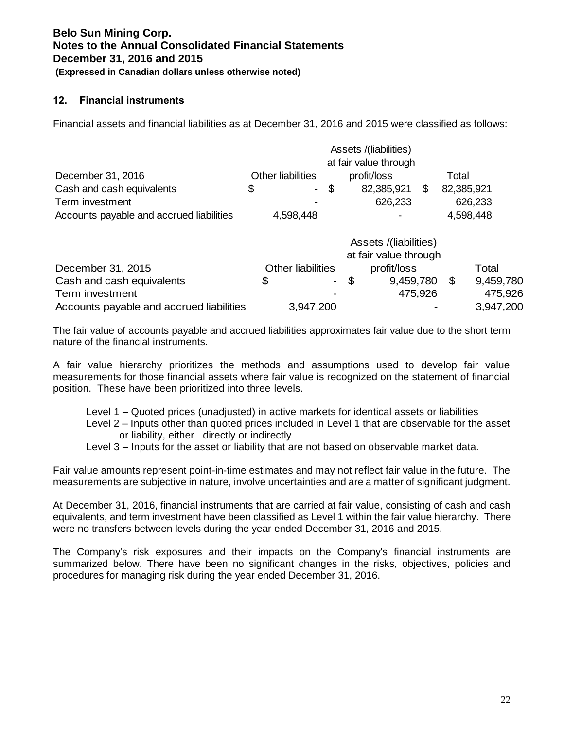## 12. Financial instruments

Financial assets and financial liabilities as at December 31, 2016 and 2015 were classified as follows:

| December 31, 2016 | Other liabilities | Assets /(liabilities) at fair value through profit/loss | Total |
|---|---|---|---|
| Cash and cash equivalents | $ - | $ 82,385,921 | $ 82,385,921 |
| Term investment | - | 626,233 | 626,233 |
| Accounts payable and accrued liabilities | 4,598,448 | - | 4,598,448 |

| December 31, 2015 | Other liabilities | Assets /(liabilities) at fair value through profit/loss | Total |
|---|---|---|---|
| Cash and cash equivalents | $ - | $ 9,459,780 | $ 9,459,780 |
| Term investment | - | 475,926 | 475,926 |
| Accounts payable and accrued liabilities | 3,947,200 | - | 3,947,200 |

The fair value of accounts payable and accrued liabilities approximates fair value due to the short term nature of the financial instruments.

A fair value hierarchy prioritizes the methods and assumptions used to develop fair value measurements for those financial assets where fair value is recognized on the statement of financial position. These have been prioritized into three levels.

- Level 1 – Quoted prices (unadjusted) in active markets for identical assets or liabilities
- Level 2 – Inputs other than quoted prices included in Level 1 that are observable for the asset or liability, either directly or indirectly
- Level 3 – Inputs for the asset or liability that are not based on observable market data.

Fair value amounts represent point-in-time estimates and may not reflect fair value in the future. The measurements are subjective in nature, involve uncertainties and are a matter of significant judgment.

At December 31, 2016, financial instruments that are carried at fair value, consisting of cash and cash equivalents, and term investment have been classified as Level 1 within the fair value hierarchy. There were no transfers between levels during the year ended December 31, 2016 and 2015.

The Company's risk exposures and their impacts on the Company's financial instruments are summarized below. There have been no significant changes in the risks, objectives, policies and procedures for managing risk during the year ended December 31, 2016.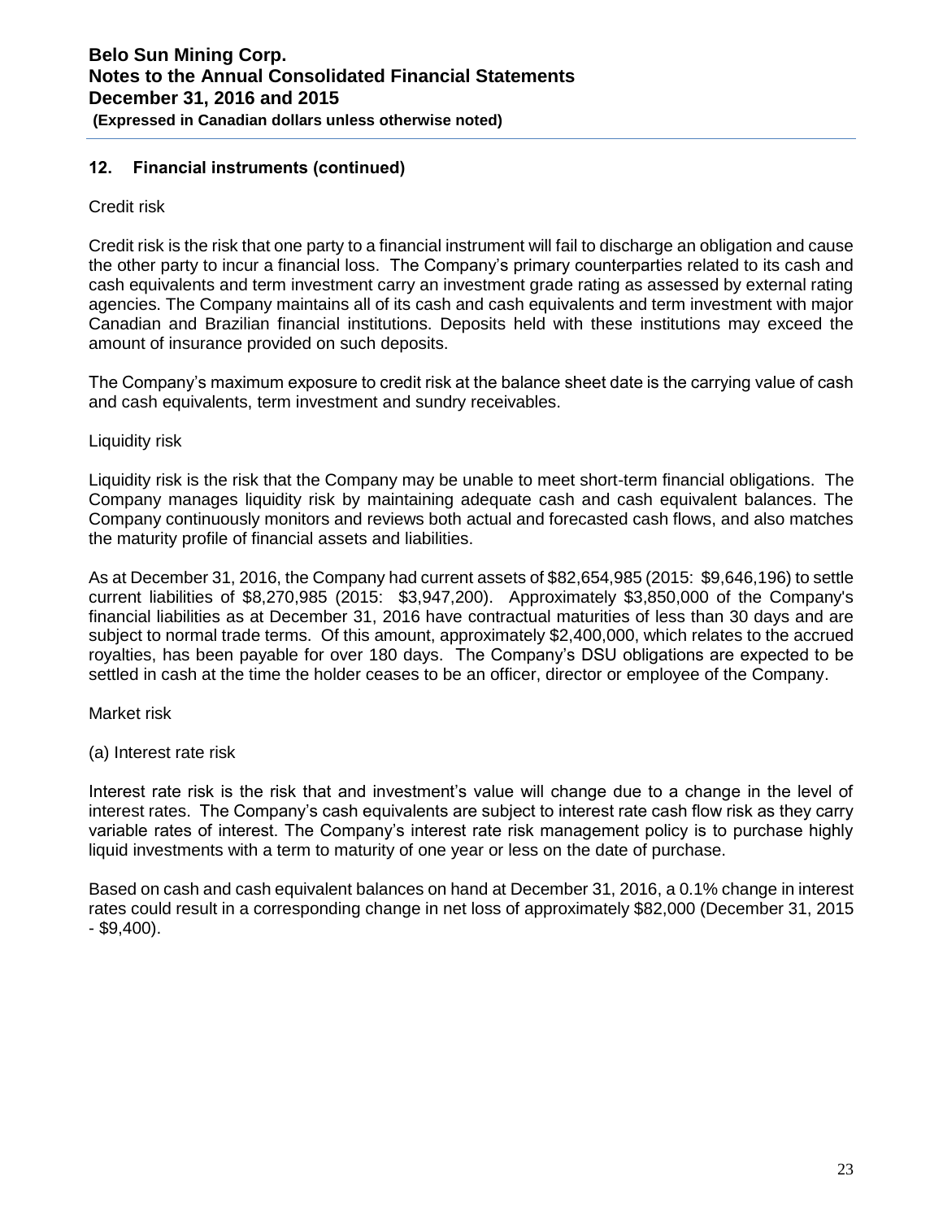## 12. Financial instruments (continued)

Credit risk

Credit risk is the risk that one party to a financial instrument will fail to discharge an obligation and cause the other party to incur a financial loss. The Company's primary counterparties related to its cash and cash equivalents and term investment carry an investment grade rating as assessed by external rating agencies. The Company maintains all of its cash and cash equivalents and term investment with major Canadian and Brazilian financial institutions. Deposits held with these institutions may exceed the amount of insurance provided on such deposits.

The Company's maximum exposure to credit risk at the balance sheet date is the carrying value of cash and cash equivalents, term investment and sundry receivables.

Liquidity risk

Liquidity risk is the risk that the Company may be unable to meet short-term financial obligations. The Company manages liquidity risk by maintaining adequate cash and cash equivalent balances. The Company continuously monitors and reviews both actual and forecasted cash flows, and also matches the maturity profile of financial assets and liabilities.

As at December 31, 2016, the Company had current assets of $82,654,985 (2015: $9,646,196) to settle current liabilities of $8,270,985 (2015: $3,947,200). Approximately $3,850,000 of the Company's financial liabilities as at December 31, 2016 have contractual maturities of less than 30 days and are subject to normal trade terms. Of this amount, approximately $2,400,000, which relates to the accrued royalties, has been payable for over 180 days. The Company's DSU obligations are expected to be settled in cash at the time the holder ceases to be an officer, director or employee of the Company.

Market risk

(a) Interest rate risk

Interest rate risk is the risk that and investment's value will change due to a change in the level of interest rates. The Company's cash equivalents are subject to interest rate cash flow risk as they carry variable rates of interest. The Company's interest rate risk management policy is to purchase highly liquid investments with a term to maturity of one year or less on the date of purchase.

Based on cash and cash equivalent balances on hand at December 31, 2016, a 0.1% change in interest rates could result in a corresponding change in net loss of approximately $82,000 (December 31, 2015 - $9,400).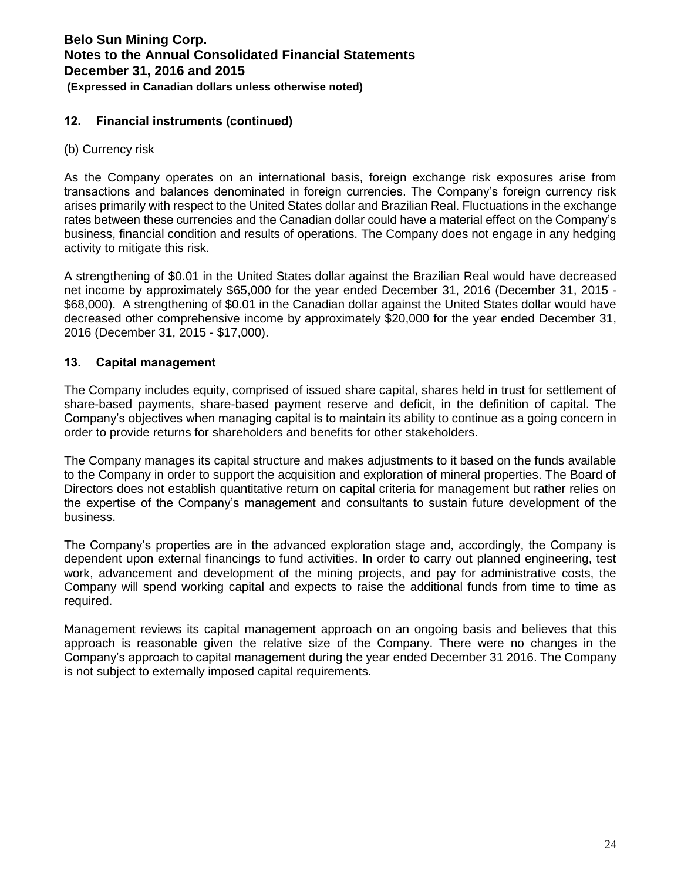## 12. Financial instruments (continued)

(b) Currency risk

As the Company operates on an international basis, foreign exchange risk exposures arise from transactions and balances denominated in foreign currencies. The Company's foreign currency risk arises primarily with respect to the United States dollar and Brazilian Real. Fluctuations in the exchange rates between these currencies and the Canadian dollar could have a material effect on the Company's business, financial condition and results of operations. The Company does not engage in any hedging activity to mitigate this risk.

A strengthening of $0.01 in the United States dollar against the Brazilian Real would have decreased net income by approximately $65,000 for the year ended December 31, 2016 (December 31, 2015 - $68,000). A strengthening of $0.01 in the Canadian dollar against the United States dollar would have decreased other comprehensive income by approximately $20,000 for the year ended December 31, 2016 (December 31, 2015 - $17,000).

## 13. Capital management

The Company includes equity, comprised of issued share capital, shares held in trust for settlement of share-based payments, share-based payment reserve and deficit, in the definition of capital. The Company's objectives when managing capital is to maintain its ability to continue as a going concern in order to provide returns for shareholders and benefits for other stakeholders.

The Company manages its capital structure and makes adjustments to it based on the funds available to the Company in order to support the acquisition and exploration of mineral properties. The Board of Directors does not establish quantitative return on capital criteria for management but rather relies on the expertise of the Company's management and consultants to sustain future development of the business.

The Company's properties are in the advanced exploration stage and, accordingly, the Company is dependent upon external financings to fund activities. In order to carry out planned engineering, test work, advancement and development of the mining projects, and pay for administrative costs, the Company will spend working capital and expects to raise the additional funds from time to time as required.

Management reviews its capital management approach on an ongoing basis and believes that this approach is reasonable given the relative size of the Company. There were no changes in the Company's approach to capital management during the year ended December 31 2016. The Company is not subject to externally imposed capital requirements.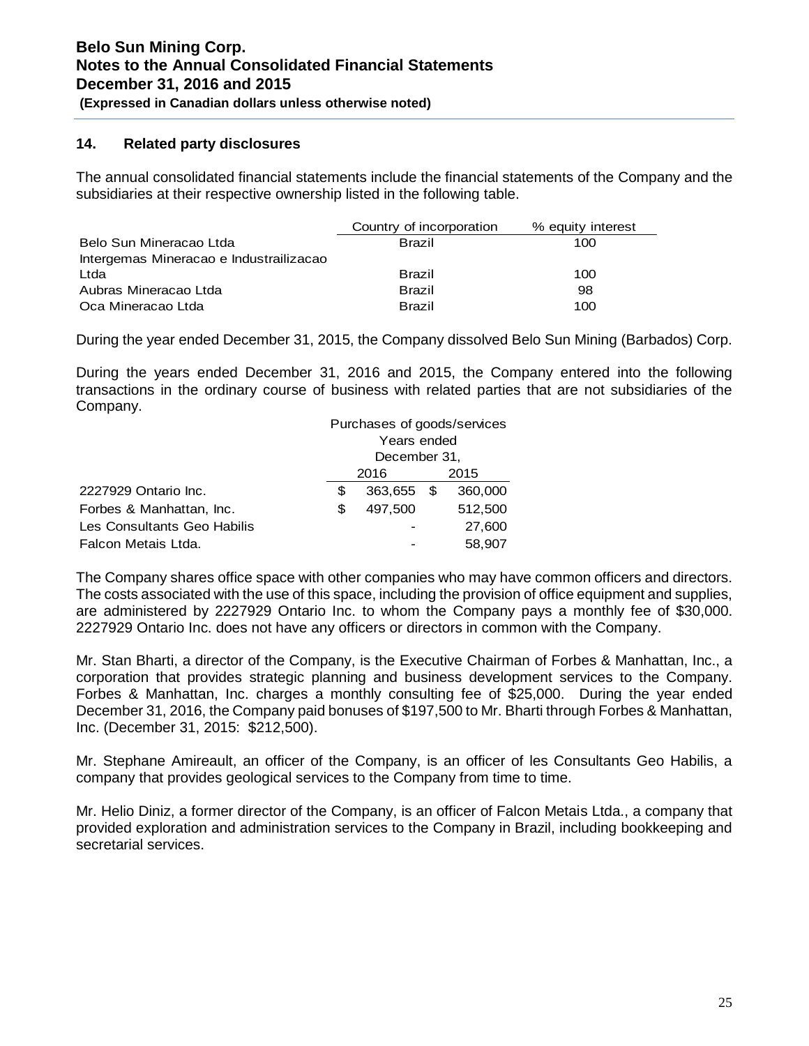## 14. Related party disclosures

The annual consolidated financial statements include the financial statements of the Company and the subsidiaries at their respective ownership listed in the following table.

| | Country of incorporation | % equity interest |
|---|---|---|
| Belo Sun Mineracao Ltda | Brazil | 100 |
| Intergemas Mineracao e Industrailizacao Ltda | Brazil | 100 |
| Aubras Mineracao Ltda | Brazil | 98 |
| Oca Mineracao Ltda | Brazil | 100 |

During the year ended December 31, 2015, the Company dissolved Belo Sun Mining (Barbados) Corp.

During the years ended December 31, 2016 and 2015, the Company entered into the following transactions in the ordinary course of business with related parties that are not subsidiaries of the Company.

| | Purchases of goods/services Years ended December 31, | |
|---|---|---|
| | 2016 | 2015 |
| 2227929 Ontario Inc. | $ 363,655 | $ 360,000 |
| Forbes & Manhattan, Inc. | $ 497,500 | 512,500 |
| Les Consultants Geo Habilis | - | 27,600 |
| Falcon Metais Ltda. | - | 58,907 |

The Company shares office space with other companies who may have common officers and directors. The costs associated with the use of this space, including the provision of office equipment and supplies, are administered by 2227929 Ontario Inc. to whom the Company pays a monthly fee of $30,000. 2227929 Ontario Inc. does not have any officers or directors in common with the Company.

Mr. Stan Bharti, a director of the Company, is the Executive Chairman of Forbes & Manhattan, Inc., a corporation that provides strategic planning and business development services to the Company. Forbes & Manhattan, Inc. charges a monthly consulting fee of $25,000. During the year ended December 31, 2016, the Company paid bonuses of $197,500 to Mr. Bharti through Forbes & Manhattan, Inc. (December 31, 2015: $212,500).

Mr. Stephane Amireault, an officer of the Company, is an officer of les Consultants Geo Habilis, a company that provides geological services to the Company from time to time.

Mr. Helio Diniz, a former director of the Company, is an officer of Falcon Metais Ltda., a company that provided exploration and administration services to the Company in Brazil, including bookkeeping and secretarial services.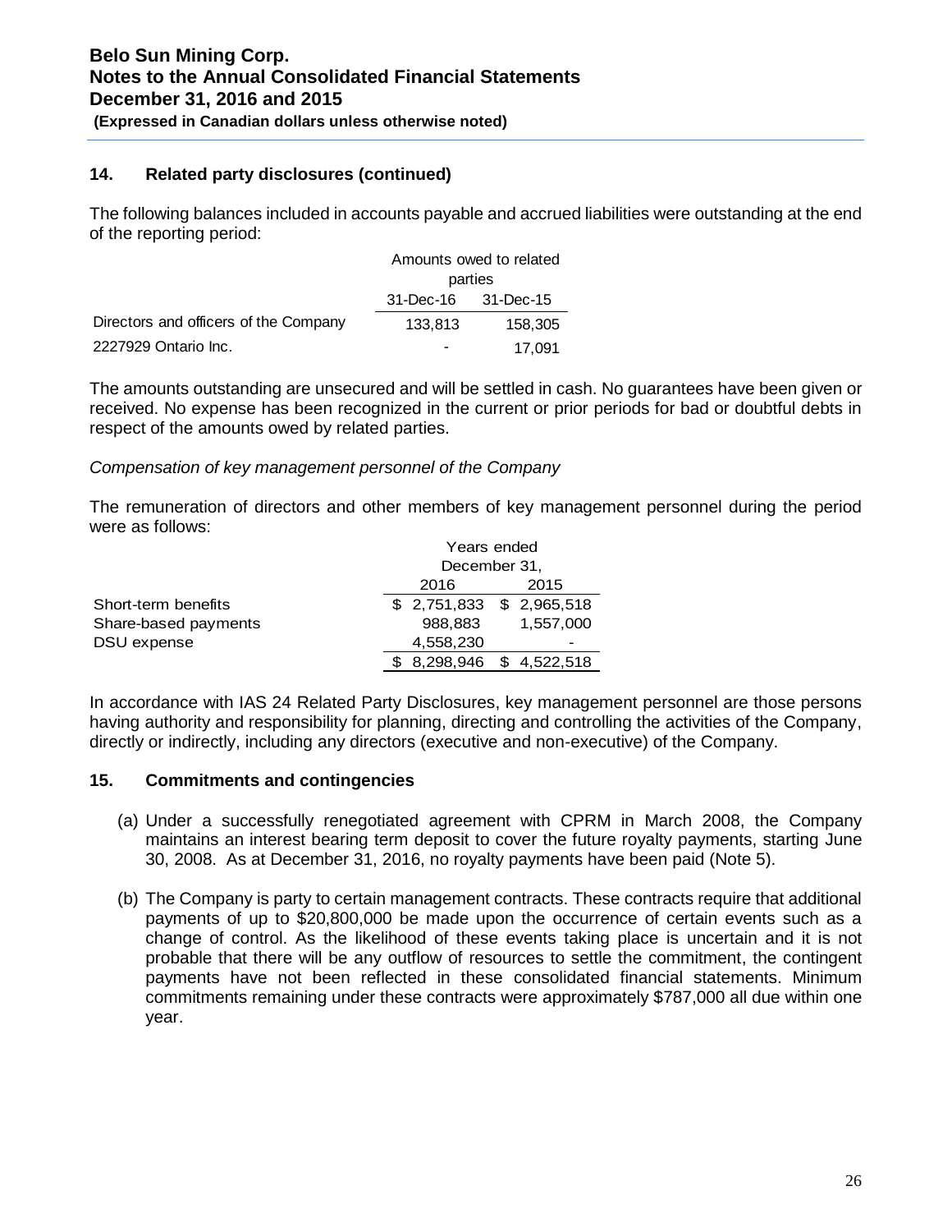## 14. Related party disclosures (continued)

The following balances included in accounts payable and accrued liabilities were outstanding at the end of the reporting period:

| | Amounts owed to related parties | |
|---|---|---|
| | 31-Dec-16 | 31-Dec-15 |
| Directors and officers of the Company | 133,813 | 158,305 |
| 2227929 Ontario Inc. | - | 17,091 |

The amounts outstanding are unsecured and will be settled in cash. No guarantees have been given or received. No expense has been recognized in the current or prior periods for bad or doubtful debts in respect of the amounts owed by related parties.

*Compensation of key management personnel of the Company*

The remuneration of directors and other members of key management personnel during the period were as follows:

| | Years ended December 31, | |
|---|---|---|
| | 2016 | 2015 |
| Short-term benefits | $ 2,751,833 | $ 2,965,518 |
| Share-based payments | 988,883 | 1,557,000 |
| DSU expense | 4,558,230 | - |
| | $ 8,298,946 | $ 4,522,518 |

In accordance with IAS 24 Related Party Disclosures, key management personnel are those persons having authority and responsibility for planning, directing and controlling the activities of the Company, directly or indirectly, including any directors (executive and non-executive) of the Company.

## 15. Commitments and contingencies

(a) Under a successfully renegotiated agreement with CPRM in March 2008, the Company maintains an interest bearing term deposit to cover the future royalty payments, starting June 30, 2008. As at December 31, 2016, no royalty payments have been paid (Note 5).

(b) The Company is party to certain management contracts. These contracts require that additional payments of up to $20,800,000 be made upon the occurrence of certain events such as a change of control. As the likelihood of these events taking place is uncertain and it is not probable that there will be any outflow of resources to settle the commitment, the contingent payments have not been reflected in these consolidated financial statements. Minimum commitments remaining under these contracts were approximately $787,000 all due within one year.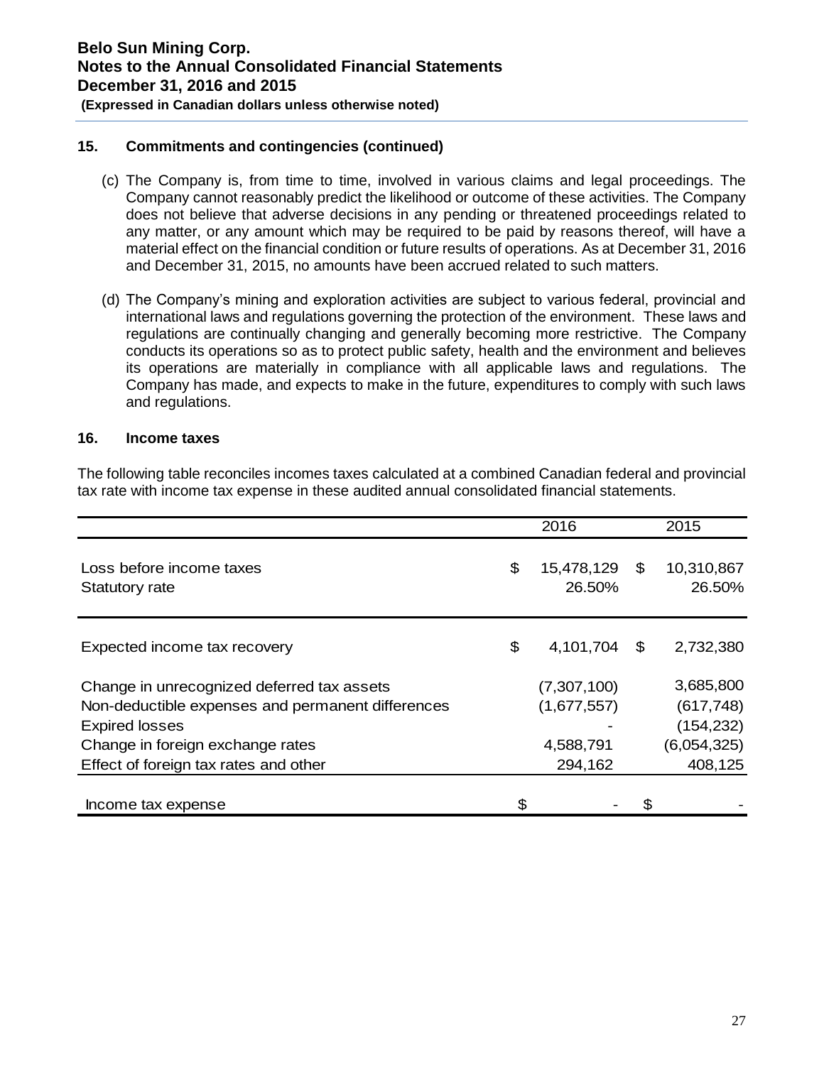## 15. Commitments and contingencies (continued)

(c) The Company is, from time to time, involved in various claims and legal proceedings. The Company cannot reasonably predict the likelihood or outcome of these activities. The Company does not believe that adverse decisions in any pending or threatened proceedings related to any matter, or any amount which may be required to be paid by reasons thereof, will have a material effect on the financial condition or future results of operations. As at December 31, 2016 and December 31, 2015, no amounts have been accrued related to such matters.

(d) The Company's mining and exploration activities are subject to various federal, provincial and international laws and regulations governing the protection of the environment. These laws and regulations are continually changing and generally becoming more restrictive. The Company conducts its operations so as to protect public safety, health and the environment and believes its operations are materially in compliance with all applicable laws and regulations. The Company has made, and expects to make in the future, expenditures to comply with such laws and regulations.

## 16. Income taxes

The following table reconciles incomes taxes calculated at a combined Canadian federal and provincial tax rate with income tax expense in these audited annual consolidated financial statements.

| | 2016 | 2015 |
|---|---|---|
| Loss before income taxes | $ 15,478,129 | $ 10,310,867 |
| Statutory rate | 26.50% | 26.50% |
| Expected income tax recovery | $ 4,101,704 | $ 2,732,380 |
| Change in unrecognized deferred tax assets | (7,307,100) | 3,685,800 |
| Non-deductible expenses and permanent differences | (1,677,557) | (617,748) |
| Expired losses | - | (154,232) |
| Change in foreign exchange rates | 4,588,791 | (6,054,325) |
| Effect of foreign tax rates and other | 294,162 | 408,125 |
| Income tax expense | $ - | $ - |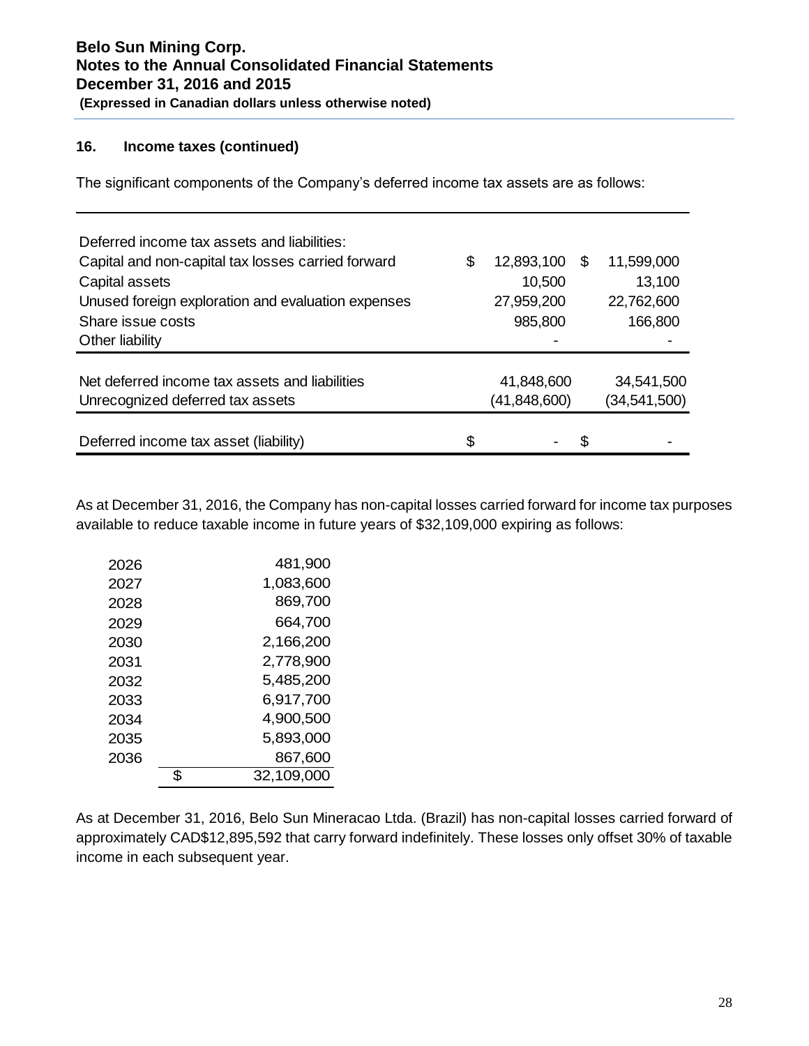## 16. Income taxes (continued)

The significant components of the Company's deferred income tax assets are as follows:

| | | |
|---|---|---|
| Deferred income tax assets and liabilities: | | |
| Capital and non-capital tax losses carried forward | $ 12,893,100 | $ 11,599,000 |
| Capital assets | 10,500 | 13,100 |
| Unused foreign exploration and evaluation expenses | 27,959,200 | 22,762,600 |
| Share issue costs | 985,800 | 166,800 |
| Other liability | - | - |
| Net deferred income tax assets and liabilities | 41,848,600 | 34,541,500 |
| Unrecognized deferred tax assets | (41,848,600) | (34,541,500) |
| Deferred income tax asset (liability) | $ - | $ - |

As at December 31, 2016, the Company has non-capital losses carried forward for income tax purposes available to reduce taxable income in future years of $32,109,000 expiring as follows:

| | |
|---|---|
| 2026 | 481,900 |
| 2027 | 1,083,600 |
| 2028 | 869,700 |
| 2029 | 664,700 |
| 2030 | 2,166,200 |
| 2031 | 2,778,900 |
| 2032 | 5,485,200 |
| 2033 | 6,917,700 |
| 2034 | 4,900,500 |
| 2035 | 5,893,000 |
| 2036 | 867,600 |
| | $ 32,109,000 |

As at December 31, 2016, Belo Sun Mineracao Ltda. (Brazil) has non-capital losses carried forward of approximately CAD$12,895,592 that carry forward indefinitely. These losses only offset 30% of taxable income in each subsequent year.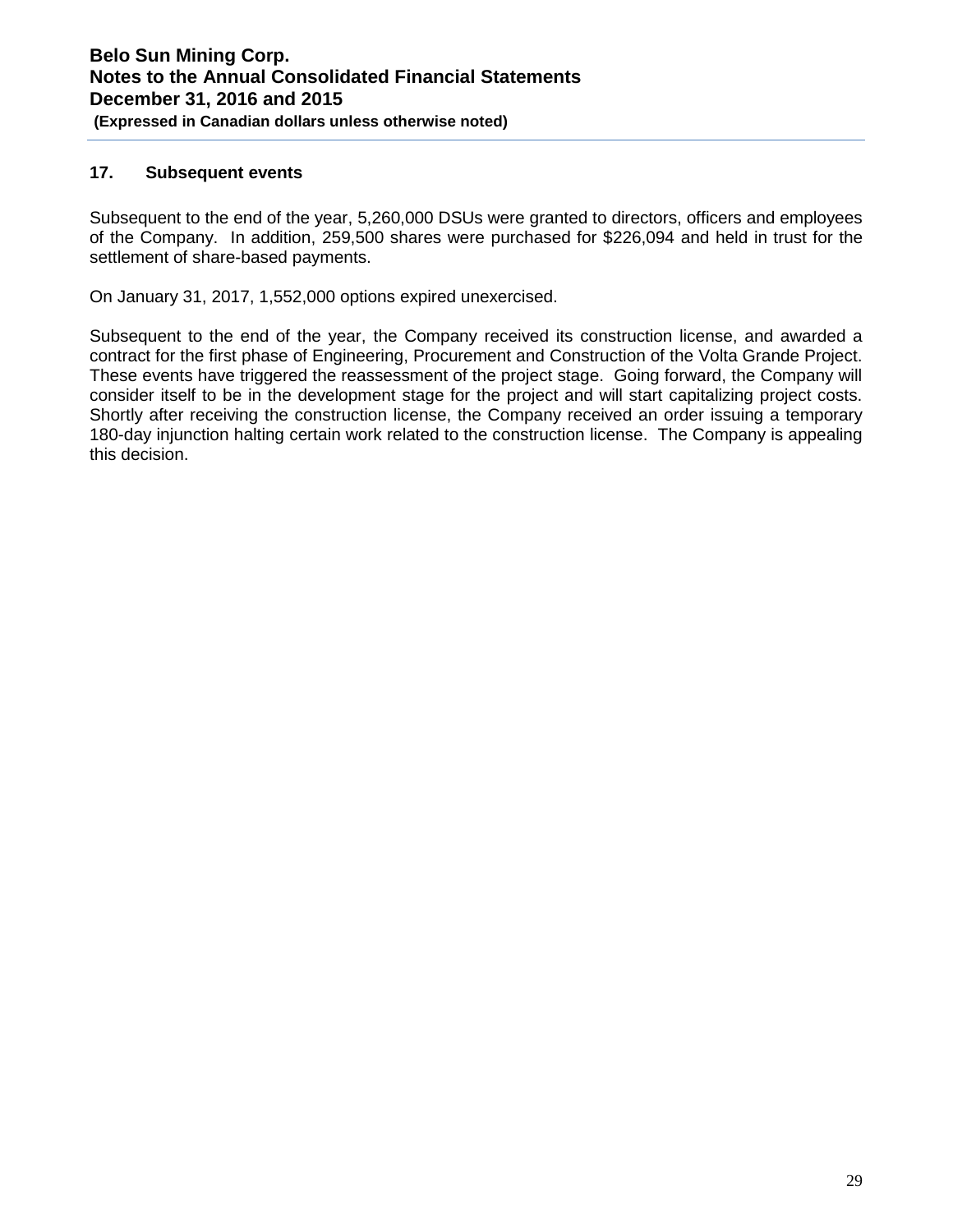## 17. Subsequent events

Subsequent to the end of the year, 5,260,000 DSUs were granted to directors, officers and employees of the Company. In addition, 259,500 shares were purchased for $226,094 and held in trust for the settlement of share-based payments.

On January 31, 2017, 1,552,000 options expired unexercised.

Subsequent to the end of the year, the Company received its construction license, and awarded a contract for the first phase of Engineering, Procurement and Construction of the Volta Grande Project. These events have triggered the reassessment of the project stage. Going forward, the Company will consider itself to be in the development stage for the project and will start capitalizing project costs. Shortly after receiving the construction license, the Company received an order issuing a temporary 180-day injunction halting certain work related to the construction license. The Company is appealing this decision.